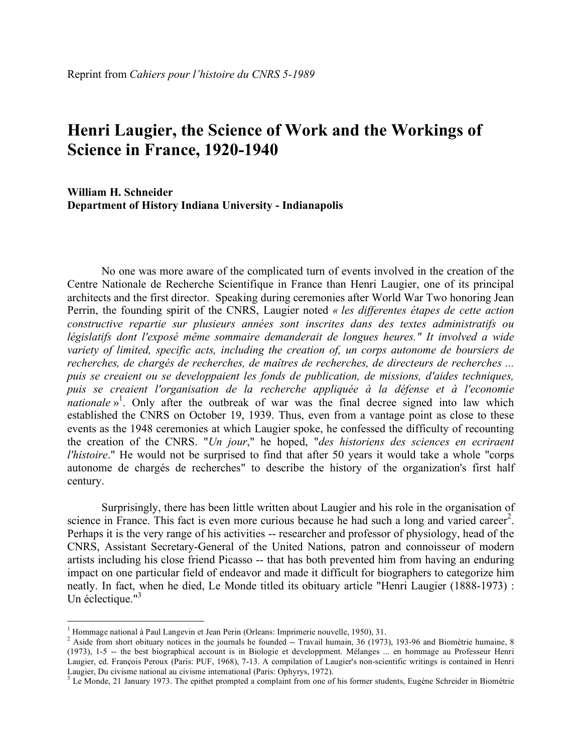Reprint from *Cahiers pour l'histoire du CNRS 5-1989*

# Henri Laugier, the Science of Work and the Workings of Science in France, 1920-1940

**William H. Schneider**
**Department of History Indiana University - Indianapolis**

No one was more aware of the complicated turn of events involved in the creation of the Centre Nationale de Recherche Scientifique in France than Henri Laugier, one of its principal architects and the first director. Speaking during ceremonies after World War Two honoring Jean Perrin, the founding spirit of the CNRS, Laugier noted *« les differentes étapes de cette action constructive repartie sur plusieurs années sont inscrites dans des textes administratifs ou législatifs dont l'exposé même sommaire demanderait de longues heures." It involved a wide variety of limited, specific acts, including the creation of, un corps autonome de boursiers de recherches, de chargés de recherches, de maîtres de recherches, de directeurs de recherches ... puis se creaient ou se developpaient les fonds de publication, de missions, d'aides techniques, puis se creaient l'organisation de la recherche appliquée à la défense et à l'economie nationale »*[1]. Only after the outbreak of war was the final decree signed into law which established the CNRS on October 19, 1939. Thus, even from a vantage point as close to these events as the 1948 ceremonies at which Laugier spoke, he confessed the difficulty of recounting the creation of the CNRS. "*Un jour*," he hoped, "*des historiens des sciences en ecriraent l'histoire*." He would not be surprised to find that after 50 years it would take a whole "corps autonome de chargés de recherches" to describe the history of the organization's first half century.

Surprisingly, there has been little written about Laugier and his role in the organisation of science in France. This fact is even more curious because he had such a long and varied career[2]. Perhaps it is the very range of his activities -- researcher and professor of physiology, head of the CNRS, Assistant Secretary-General of the United Nations, patron and connoisseur of modern artists including his close friend Picasso -- that has both prevented him from having an enduring impact on one particular field of endeavor and made it difficult for biographers to categorize him neatly. In fact, when he died, Le Monde titled its obituary article "Henri Laugier (1888-1973) : Un éclectique."[3]

---

[1] Hommage national à Paul Langevin et Jean Perin (Orleans: Imprimerie nouvelle, 1950), 31.

[2] Aside from short obituary notices in the journals he founded -- Travail humain, 36 (1973), 193-96 and Biométrie humaine, 8 (1973), 1-5 -- the best biographical account is in Biologie et developpment. Mélanges ... en hommage au Professeur Henri Laugier, ed. François Peroux (Paris: PUF, 1968), 7-13. A compilation of Laugier's non-scientific writings is contained in Henri Laugier, Du civisme national au civisme international (Paris: Ophyrys, 1972).

[3] Le Monde, 21 January 1973. The epithet prompted a complaint from one of his former students, Eugène Schreider in Biométrie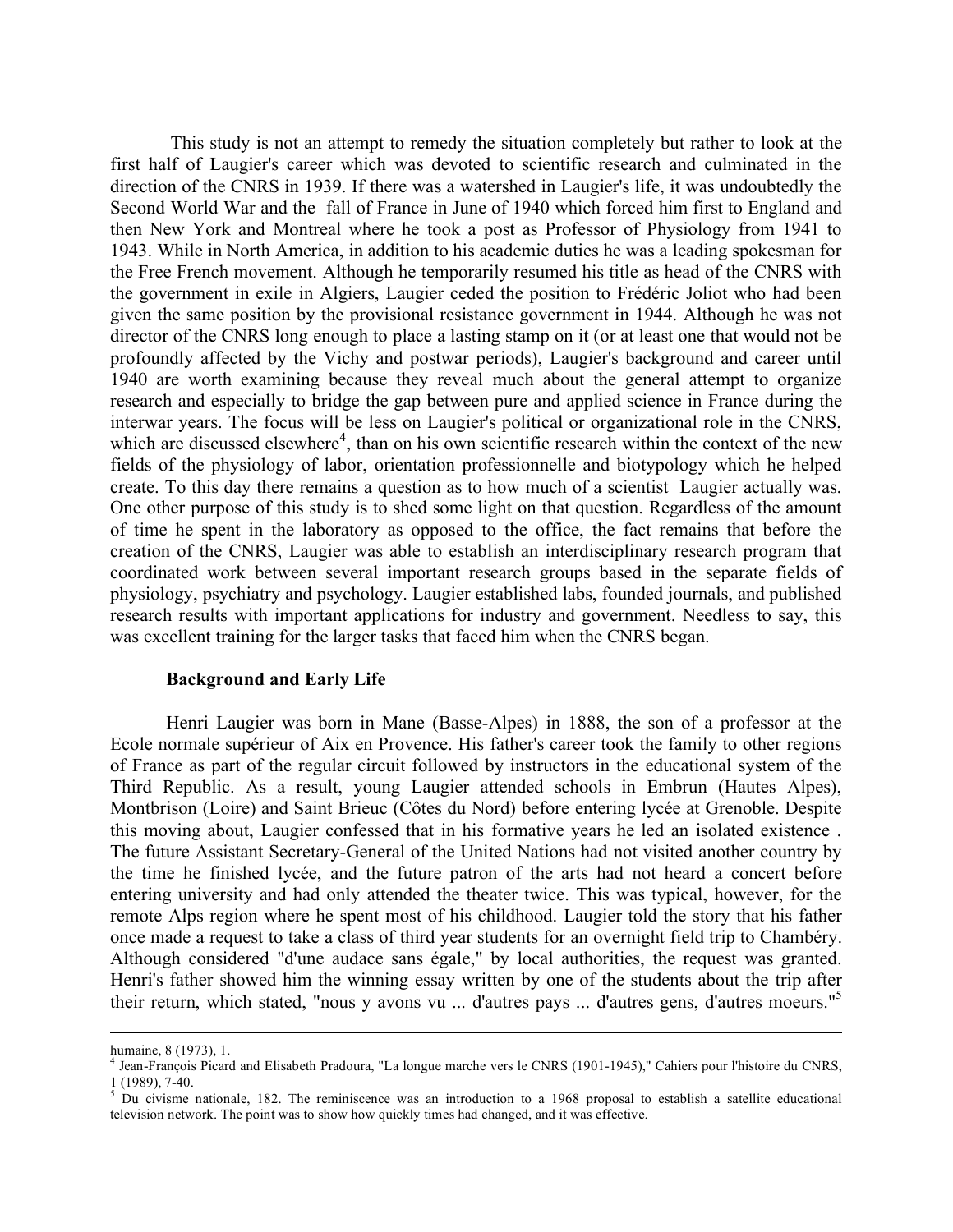This study is not an attempt to remedy the situation completely but rather to look at the first half of Laugier's career which was devoted to scientific research and culminated in the direction of the CNRS in 1939. If there was a watershed in Laugier's life, it was undoubtedly the Second World War and the fall of France in June of 1940 which forced him first to England and then New York and Montreal where he took a post as Professor of Physiology from 1941 to 1943. While in North America, in addition to his academic duties he was a leading spokesman for the Free French movement. Although he temporarily resumed his title as head of the CNRS with the government in exile in Algiers, Laugier ceded the position to Frédéric Joliot who had been given the same position by the provisional resistance government in 1944. Although he was not director of the CNRS long enough to place a lasting stamp on it (or at least one that would not be profoundly affected by the Vichy and postwar periods), Laugier's background and career until 1940 are worth examining because they reveal much about the general attempt to organize research and especially to bridge the gap between pure and applied science in France during the interwar years. The focus will be less on Laugier's political or organizational role in the CNRS, which are discussed elsewhere[4], than on his own scientific research within the context of the new fields of the physiology of labor, orientation professionnelle and biotypology which he helped create. To this day there remains a question as to how much of a scientist Laugier actually was. One other purpose of this study is to shed some light on that question. Regardless of the amount of time he spent in the laboratory as opposed to the office, the fact remains that before the creation of the CNRS, Laugier was able to establish an interdisciplinary research program that coordinated work between several important research groups based in the separate fields of physiology, psychiatry and psychology. Laugier established labs, founded journals, and published research results with important applications for industry and government. Needless to say, this was excellent training for the larger tasks that faced him when the CNRS began.

## Background and Early Life

Henri Laugier was born in Mane (Basse-Alpes) in 1888, the son of a professor at the Ecole normale supérieur of Aix en Provence. His father's career took the family to other regions of France as part of the regular circuit followed by instructors in the educational system of the Third Republic. As a result, young Laugier attended schools in Embrun (Hautes Alpes), Montbrison (Loire) and Saint Brieuc (Côtes du Nord) before entering lycée at Grenoble. Despite this moving about, Laugier confessed that in his formative years he led an isolated existence . The future Assistant Secretary-General of the United Nations had not visited another country by the time he finished lycée, and the future patron of the arts had not heard a concert before entering university and had only attended the theater twice. This was typical, however, for the remote Alps region where he spent most of his childhood. Laugier told the story that his father once made a request to take a class of third year students for an overnight field trip to Chambéry. Although considered "d'une audace sans égale," by local authorities, the request was granted. Henri's father showed him the winning essay written by one of the students about the trip after their return, which stated, "nous y avons vu ... d'autres pays ... d'autres gens, d'autres moeurs."[5]

---

humaine, 8 (1973), 1.

[4] Jean-François Picard and Elisabeth Pradoura, "La longue marche vers le CNRS (1901-1945)," Cahiers pour l'histoire du CNRS, 1 (1989), 7-40.

[5] Du civisme nationale, 182. The reminiscence was an introduction to a 1968 proposal to establish a satellite educational television network. The point was to show how quickly times had changed, and it was effective.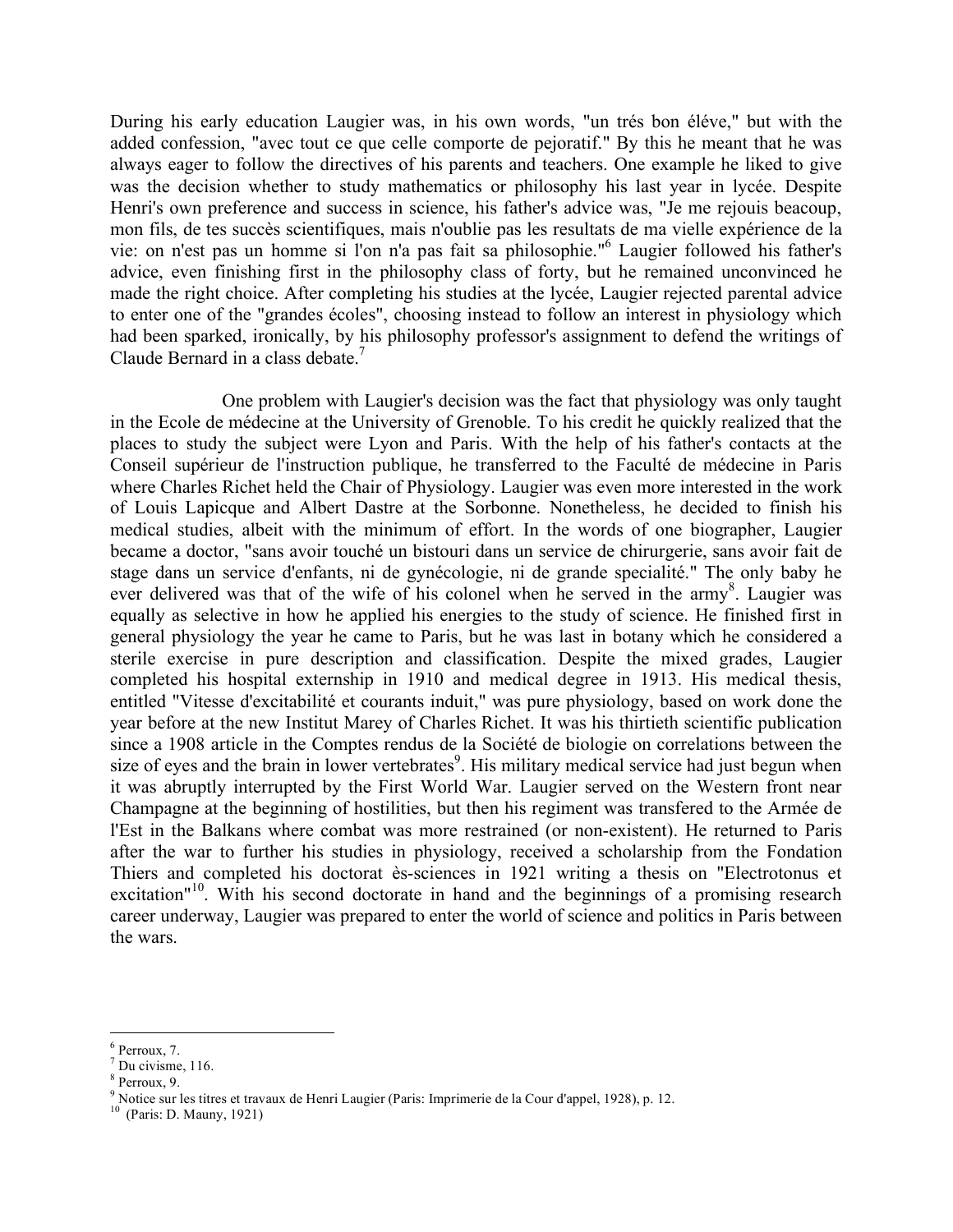During his early education Laugier was, in his own words, "un trés bon éléve," but with the added confession, "avec tout ce que celle comporte de pejoratif." By this he meant that he was always eager to follow the directives of his parents and teachers. One example he liked to give was the decision whether to study mathematics or philosophy his last year in lycée. Despite Henri's own preference and success in science, his father's advice was, "Je me rejouis beacoup, mon fils, de tes succès scientifiques, mais n'oublie pas les resultats de ma vielle expérience de la vie: on n'est pas un homme si l'on n'a pas fait sa philosophie."[6] Laugier followed his father's advice, even finishing first in the philosophy class of forty, but he remained unconvinced he made the right choice. After completing his studies at the lycée, Laugier rejected parental advice to enter one of the "grandes écoles", choosing instead to follow an interest in physiology which had been sparked, ironically, by his philosophy professor's assignment to defend the writings of Claude Bernard in a class debate.[7]

One problem with Laugier's decision was the fact that physiology was only taught in the Ecole de médecine at the University of Grenoble. To his credit he quickly realized that the places to study the subject were Lyon and Paris. With the help of his father's contacts at the Conseil supérieur de l'instruction publique, he transferred to the Faculté de médecine in Paris where Charles Richet held the Chair of Physiology. Laugier was even more interested in the work of Louis Lapicque and Albert Dastre at the Sorbonne. Nonetheless, he decided to finish his medical studies, albeit with the minimum of effort. In the words of one biographer, Laugier became a doctor, "sans avoir touché un bistouri dans un service de chirurgerie, sans avoir fait de stage dans un service d'enfants, ni de gynécologie, ni de grande specialité." The only baby he ever delivered was that of the wife of his colonel when he served in the army[8]. Laugier was equally as selective in how he applied his energies to the study of science. He finished first in general physiology the year he came to Paris, but he was last in botany which he considered a sterile exercise in pure description and classification. Despite the mixed grades, Laugier completed his hospital externship in 1910 and medical degree in 1913. His medical thesis, entitled "Vitesse d'excitabilité et courants induit," was pure physiology, based on work done the year before at the new Institut Marey of Charles Richet. It was his thirtieth scientific publication since a 1908 article in the Comptes rendus de la Société de biologie on correlations between the size of eyes and the brain in lower vertebrates[9]. His military medical service had just begun when it was abruptly interrupted by the First World War. Laugier served on the Western front near Champagne at the beginning of hostilities, but then his regiment was transfered to the Armée de l'Est in the Balkans where combat was more restrained (or non-existent). He returned to Paris after the war to further his studies in physiology, received a scholarship from the Fondation Thiers and completed his doctorat ès-sciences in 1921 writing a thesis on "Electrotonus et excitation"[10]. With his second doctorate in hand and the beginnings of a promising research career underway, Laugier was prepared to enter the world of science and politics in Paris between the wars.

---

[6] Perroux, 7.

[7] Du civisme, 116.

[8] Perroux, 9.

[9] Notice sur les titres et travaux de Henri Laugier (Paris: Imprimerie de la Cour d'appel, 1928), p. 12.

[10] (Paris: D. Mauny, 1921)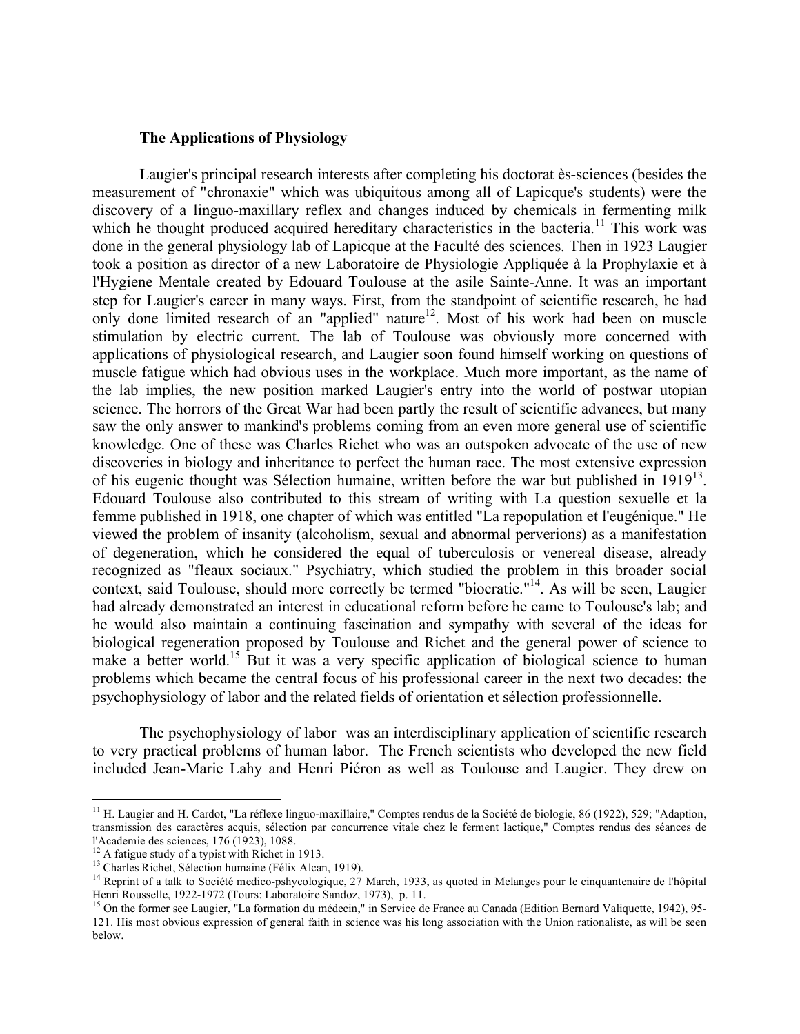**The Applications of Physiology**

Laugier's principal research interests after completing his doctorat ès-sciences (besides the measurement of "chronaxie" which was ubiquitous among all of Lapicque's students) were the discovery of a linguo-maxillary reflex and changes induced by chemicals in fermenting milk which he thought produced acquired hereditary characteristics in the bacteria.[11] This work was done in the general physiology lab of Lapicque at the Faculté des sciences. Then in 1923 Laugier took a position as director of a new Laboratoire de Physiologie Appliquée à la Prophylaxie et à l'Hygiene Mentale created by Edouard Toulouse at the asile Sainte-Anne. It was an important step for Laugier's career in many ways. First, from the standpoint of scientific research, he had only done limited research of an "applied" nature[12]. Most of his work had been on muscle stimulation by electric current. The lab of Toulouse was obviously more concerned with applications of physiological research, and Laugier soon found himself working on questions of muscle fatigue which had obvious uses in the workplace. Much more important, as the name of the lab implies, the new position marked Laugier's entry into the world of postwar utopian science. The horrors of the Great War had been partly the result of scientific advances, but many saw the only answer to mankind's problems coming from an even more general use of scientific knowledge. One of these was Charles Richet who was an outspoken advocate of the use of new discoveries in biology and inheritance to perfect the human race. The most extensive expression of his eugenic thought was Sélection humaine, written before the war but published in 1919[13]. Edouard Toulouse also contributed to this stream of writing with La question sexuelle et la femme published in 1918, one chapter of which was entitled "La repopulation et l'eugénique." He viewed the problem of insanity (alcoholism, sexual and abnormal perverions) as a manifestation of degeneration, which he considered the equal of tuberculosis or venereal disease, already recognized as "fleaux sociaux." Psychiatry, which studied the problem in this broader social context, said Toulouse, should more correctly be termed "biocratie."[14]. As will be seen, Laugier had already demonstrated an interest in educational reform before he came to Toulouse's lab; and he would also maintain a continuing fascination and sympathy with several of the ideas for biological regeneration proposed by Toulouse and Richet and the general power of science to make a better world.[15] But it was a very specific application of biological science to human problems which became the central focus of his professional career in the next two decades: the psychophysiology of labor and the related fields of orientation et sélection professionnelle.

The psychophysiology of labor was an interdisciplinary application of scientific research to very practical problems of human labor. The French scientists who developed the new field included Jean-Marie Lahy and Henri Piéron as well as Toulouse and Laugier. They drew on

---

[11] H. Laugier and H. Cardot, "La réflexe linguo-maxillaire," Comptes rendus de la Société de biologie, 86 (1922), 529; "Adaption, transmission des caractères acquis, sélection par concurrence vitale chez le ferment lactique," Comptes rendus des séances de l'Academie des sciences, 176 (1923), 1088.

[12] A fatigue study of a typist with Richet in 1913.

[13] Charles Richet, Sélection humaine (Félix Alcan, 1919).

[14] Reprint of a talk to Société medico-pshycologique, 27 March, 1933, as quoted in Melanges pour le cinquantenaire de l'hôpital Henri Rousselle, 1922-1972 (Tours: Laboratoire Sandoz, 1973), p. 11.

[15] On the former see Laugier, "La formation du médecin," in Service de France au Canada (Edition Bernard Valiquette, 1942), 95-121. His most obvious expression of general faith in science was his long association with the Union rationaliste, as will be seen below.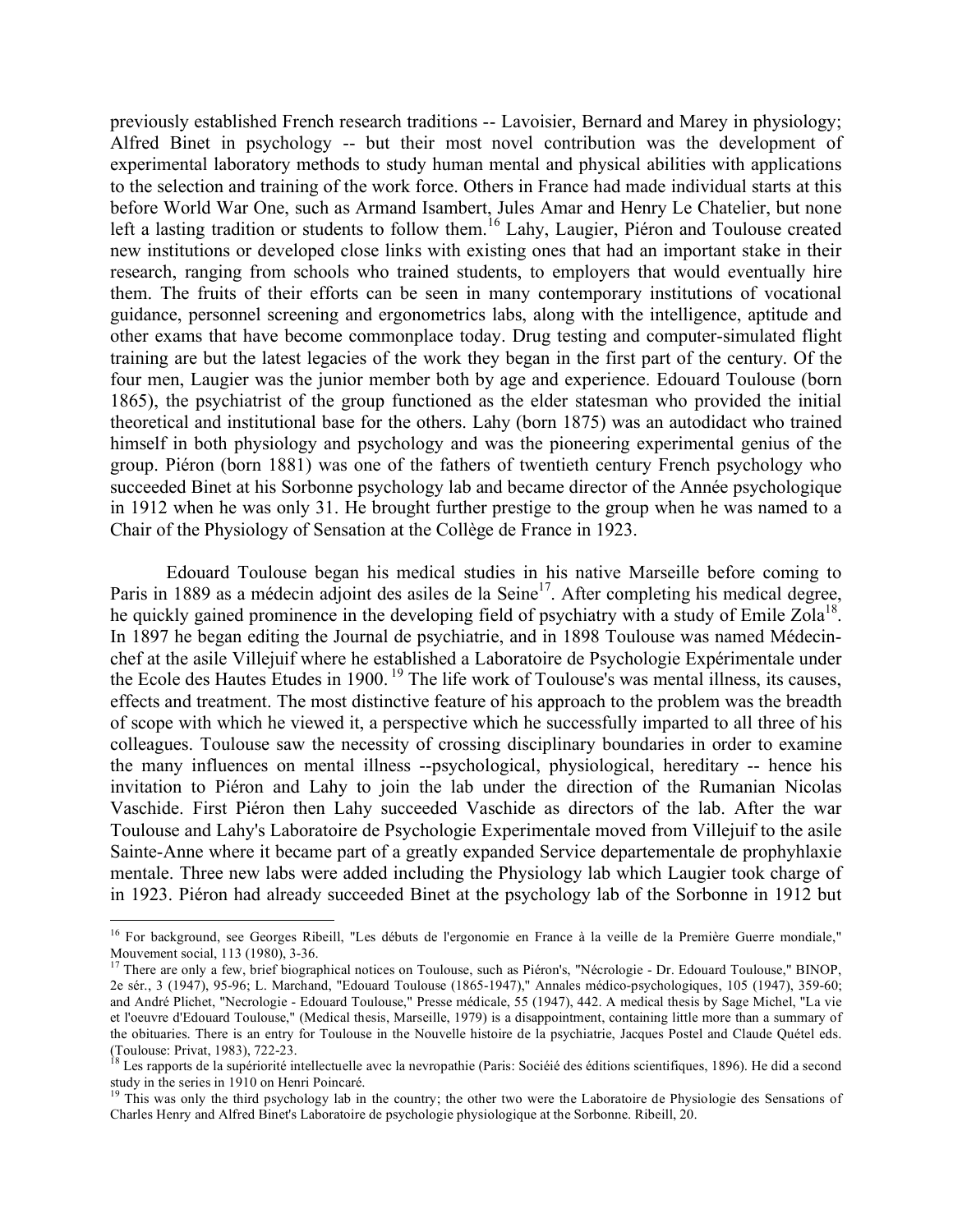previously established French research traditions -- Lavoisier, Bernard and Marey in physiology; Alfred Binet in psychology -- but their most novel contribution was the development of experimental laboratory methods to study human mental and physical abilities with applications to the selection and training of the work force. Others in France had made individual starts at this before World War One, such as Armand Isambert, Jules Amar and Henry Le Chatelier, but none left a lasting tradition or students to follow them.[16] Lahy, Laugier, Piéron and Toulouse created new institutions or developed close links with existing ones that had an important stake in their research, ranging from schools who trained students, to employers that would eventually hire them. The fruits of their efforts can be seen in many contemporary institutions of vocational guidance, personnel screening and ergonometrics labs, along with the intelligence, aptitude and other exams that have become commonplace today. Drug testing and computer-simulated flight training are but the latest legacies of the work they began in the first part of the century. Of the four men, Laugier was the junior member both by age and experience. Edouard Toulouse (born 1865), the psychiatrist of the group functioned as the elder statesman who provided the initial theoretical and institutional base for the others. Lahy (born 1875) was an autodidact who trained himself in both physiology and psychology and was the pioneering experimental genius of the group. Piéron (born 1881) was one of the fathers of twentieth century French psychology who succeeded Binet at his Sorbonne psychology lab and became director of the Année psychologique in 1912 when he was only 31. He brought further prestige to the group when he was named to a Chair of the Physiology of Sensation at the Collège de France in 1923.

Edouard Toulouse began his medical studies in his native Marseille before coming to Paris in 1889 as a médecin adjoint des asiles de la Seine[17]. After completing his medical degree, he quickly gained prominence in the developing field of psychiatry with a study of Emile Zola[18]. In 1897 he began editing the Journal de psychiatrie, and in 1898 Toulouse was named Médecin-chef at the asile Villejuif where he established a Laboratoire de Psychologie Expérimentale under the Ecole des Hautes Etudes in 1900.[19] The life work of Toulouse's was mental illness, its causes, effects and treatment. The most distinctive feature of his approach to the problem was the breadth of scope with which he viewed it, a perspective which he successfully imparted to all three of his colleagues. Toulouse saw the necessity of crossing disciplinary boundaries in order to examine the many influences on mental illness --psychological, physiological, hereditary -- hence his invitation to Piéron and Lahy to join the lab under the direction of the Rumanian Nicolas Vaschide. First Piéron then Lahy succeeded Vaschide as directors of the lab. After the war Toulouse and Lahy's Laboratoire de Psychologie Experimentale moved from Villejuif to the asile Sainte-Anne where it became part of a greatly expanded Service departementale de prophyhlaxie mentale. Three new labs were added including the Physiology lab which Laugier took charge of in 1923. Piéron had already succeeded Binet at the psychology lab of the Sorbonne in 1912 but

---

[16] For background, see Georges Ribeill, "Les débuts de l'ergonomie en France à la veille de la Première Guerre mondiale," Mouvement social, 113 (1980), 3-36.

[17] There are only a few, brief biographical notices on Toulouse, such as Piéron's, "Nécrologie - Dr. Edouard Toulouse," BINOP, 2e sér., 3 (1947), 95-96; L. Marchand, "Edouard Toulouse (1865-1947)," Annales médico-psychologiques, 105 (1947), 359-60; and André Plichet, "Necrologie - Edouard Toulouse," Presse médicale, 55 (1947), 442. A medical thesis by Sage Michel, "La vie et l'oeuvre d'Edouard Toulouse," (Medical thesis, Marseille, 1979) is a disappointment, containing little more than a summary of the obituaries. There is an entry for Toulouse in the Nouvelle histoire de la psychiatrie, Jacques Postel and Claude Quétel eds. (Toulouse: Privat, 1983), 722-23.

[18] Les rapports de la supériorité intellectuelle avec la nevropathie (Paris: Sociéié des éditions scientifiques, 1896). He did a second study in the series in 1910 on Henri Poincaré.

[19] This was only the third psychology lab in the country; the other two were the Laboratoire de Physiologie des Sensations of Charles Henry and Alfred Binet's Laboratoire de psychologie physiologique at the Sorbonne. Ribeill, 20.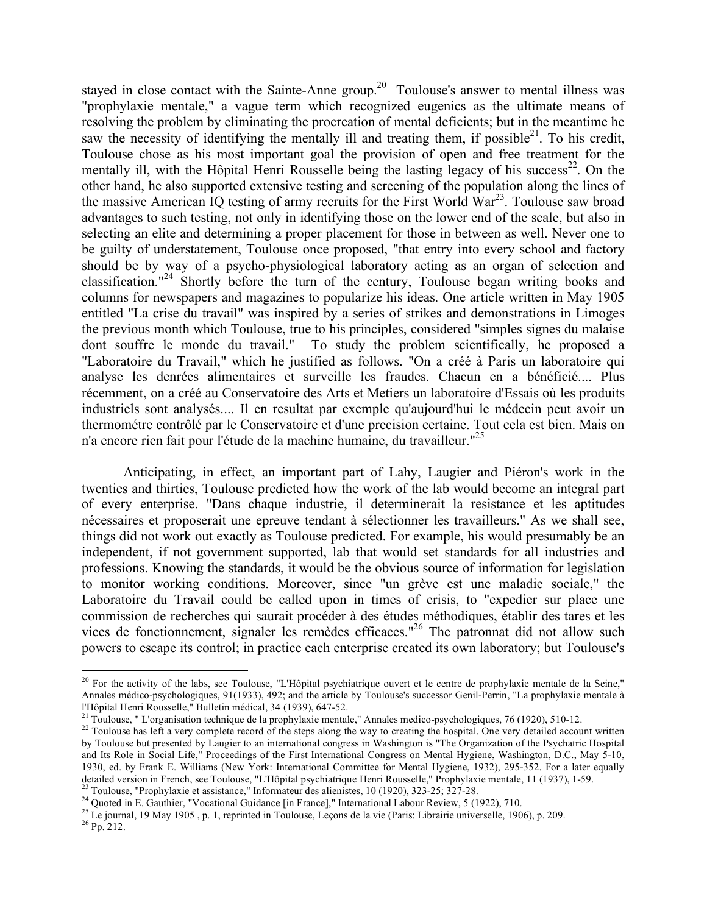stayed in close contact with the Sainte-Anne group.[20] Toulouse's answer to mental illness was "prophylaxie mentale," a vague term which recognized eugenics as the ultimate means of resolving the problem by eliminating the procreation of mental deficients; but in the meantime he saw the necessity of identifying the mentally ill and treating them, if possible[21]. To his credit, Toulouse chose as his most important goal the provision of open and free treatment for the mentally ill, with the Hôpital Henri Rousselle being the lasting legacy of his success[22]. On the other hand, he also supported extensive testing and screening of the population along the lines of the massive American IQ testing of army recruits for the First World War[23]. Toulouse saw broad advantages to such testing, not only in identifying those on the lower end of the scale, but also in selecting an elite and determining a proper placement for those in between as well. Never one to be guilty of understatement, Toulouse once proposed, "that entry into every school and factory should be by way of a psycho-physiological laboratory acting as an organ of selection and classification."[24] Shortly before the turn of the century, Toulouse began writing books and columns for newspapers and magazines to popularize his ideas. One article written in May 1905 entitled "La crise du travail" was inspired by a series of strikes and demonstrations in Limoges the previous month which Toulouse, true to his principles, considered "simples signes du malaise dont souffre le monde du travail." To study the problem scientifically, he proposed a "Laboratoire du Travail," which he justified as follows. "On a créé à Paris un laboratoire qui analyse les denrées alimentaires et surveille les fraudes. Chacun en a bénéficié.... Plus récemment, on a créé au Conservatoire des Arts et Metiers un laboratoire d'Essais où les produits industriels sont analysés.... Il en resultat par exemple qu'aujourd'hui le médecin peut avoir un thermométre contrôlé par le Conservatoire et d'une precision certaine. Tout cela est bien. Mais on n'a encore rien fait pour l'étude de la machine humaine, du travailleur."[25]

Anticipating, in effect, an important part of Lahy, Laugier and Piéron's work in the twenties and thirties, Toulouse predicted how the work of the lab would become an integral part of every enterprise. "Dans chaque industrie, il determinerait la resistance et les aptitudes nécessaires et proposerait une epreuve tendant à sélectionner les travailleurs." As we shall see, things did not work out exactly as Toulouse predicted. For example, his would presumably be an independent, if not government supported, lab that would set standards for all industries and professions. Knowing the standards, it would be the obvious source of information for legislation to monitor working conditions. Moreover, since "un grève est une maladie sociale," the Laboratoire du Travail could be called upon in times of crisis, to "expedier sur place une commission de recherches qui saurait procéder à des études méthodiques, établir des tares et les vices de fonctionnement, signaler les remèdes efficaces."[26] The patronnat did not allow such powers to escape its control; in practice each enterprise created its own laboratory; but Toulouse's

---

[20] For the activity of the labs, see Toulouse, "L'Hôpital psychiatrique ouvert et le centre de prophylaxie mentale de la Seine," Annales médico-psychologiques, 91(1933), 492; and the article by Toulouse's successor Genil-Perrin, "La prophylaxie mentale à l'Hôpital Henri Rousselle," Bulletin médical, 34 (1939), 647-52.

[21] Toulouse, " L'organisation technique de la prophylaxie mentale," Annales medico-psychologiques, 76 (1920), 510-12.

[22] Toulouse has left a very complete record of the steps along the way to creating the hospital. One very detailed account written by Toulouse but presented by Laugier to an international congress in Washington is "The Organization of the Psychatric Hospital and Its Role in Social Life," Proceedings of the First International Congress on Mental Hygiene, Washington, D.C., May 5-10, 1930, ed. by Frank E. Williams (New York: International Committee for Mental Hygiene, 1932), 295-352. For a later equally detailed version in French, see Toulouse, "L'Hôpital psychiatrique Henri Rousselle," Prophylaxie mentale, 11 (1937), 1-59.

[23] Toulouse, "Prophylaxie et assistance," Informateur des alienistes, 10 (1920), 323-25; 327-28.

[24] Quoted in E. Gauthier, "Vocational Guidance [in France]," International Labour Review, 5 (1922), 710.

[25] Le journal, 19 May 1905 , p. 1, reprinted in Toulouse, Leçons de la vie (Paris: Librairie universelle, 1906), p. 209.

[26] Pp. 212.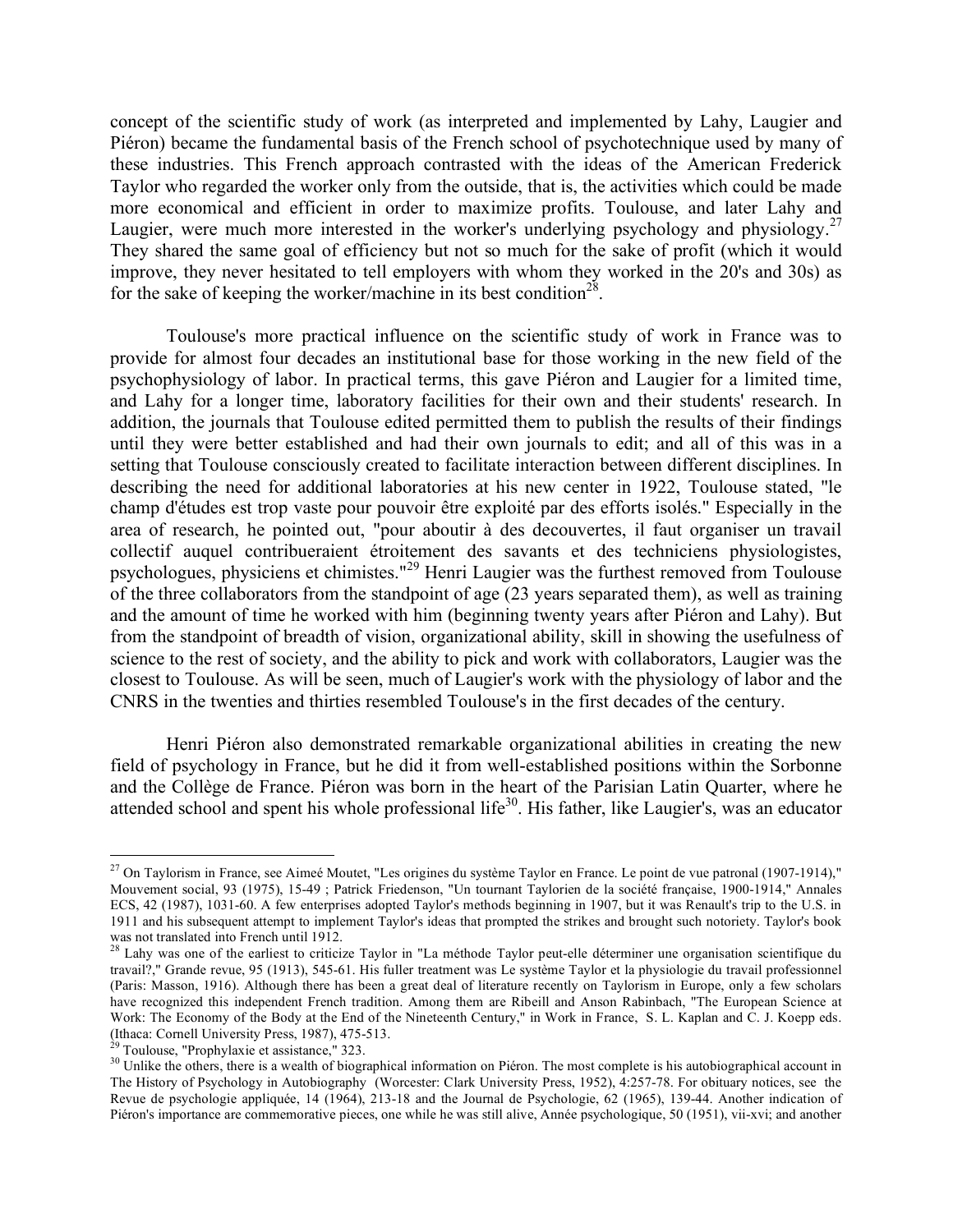concept of the scientific study of work (as interpreted and implemented by Lahy, Laugier and Piéron) became the fundamental basis of the French school of psychotechnique used by many of these industries. This French approach contrasted with the ideas of the American Frederick Taylor who regarded the worker only from the outside, that is, the activities which could be made more economical and efficient in order to maximize profits. Toulouse, and later Lahy and Laugier, were much more interested in the worker's underlying psychology and physiology.[27] They shared the same goal of efficiency but not so much for the sake of profit (which it would improve, they never hesitated to tell employers with whom they worked in the 20's and 30s) as for the sake of keeping the worker/machine in its best condition[28].

Toulouse's more practical influence on the scientific study of work in France was to provide for almost four decades an institutional base for those working in the new field of the psychophysiology of labor. In practical terms, this gave Piéron and Laugier for a limited time, and Lahy for a longer time, laboratory facilities for their own and their students' research. In addition, the journals that Toulouse edited permitted them to publish the results of their findings until they were better established and had their own journals to edit; and all of this was in a setting that Toulouse consciously created to facilitate interaction between different disciplines. In describing the need for additional laboratories at his new center in 1922, Toulouse stated, "le champ d'études est trop vaste pour pouvoir être exploité par des efforts isolés." Especially in the area of research, he pointed out, "pour aboutir à des decouvertes, il faut organiser un travail collectif auquel contribueraient étroitement des savants et des techniciens physiologistes, psychologues, physiciens et chimistes."[29] Henri Laugier was the furthest removed from Toulouse of the three collaborators from the standpoint of age (23 years separated them), as well as training and the amount of time he worked with him (beginning twenty years after Piéron and Lahy). But from the standpoint of breadth of vision, organizational ability, skill in showing the usefulness of science to the rest of society, and the ability to pick and work with collaborators, Laugier was the closest to Toulouse. As will be seen, much of Laugier's work with the physiology of labor and the CNRS in the twenties and thirties resembled Toulouse's in the first decades of the century.

Henri Piéron also demonstrated remarkable organizational abilities in creating the new field of psychology in France, but he did it from well-established positions within the Sorbonne and the Collège de France. Piéron was born in the heart of the Parisian Latin Quarter, where he attended school and spent his whole professional life[30]. His father, like Laugier's, was an educator

---

[27] On Taylorism in France, see Aimeé Moutet, "Les origines du système Taylor en France. Le point de vue patronal (1907-1914)," Mouvement social, 93 (1975), 15-49 ; Patrick Friedenson, "Un tournant Taylorien de la société française, 1900-1914," Annales ECS, 42 (1987), 1031-60. A few enterprises adopted Taylor's methods beginning in 1907, but it was Renault's trip to the U.S. in 1911 and his subsequent attempt to implement Taylor's ideas that prompted the strikes and brought such notoriety. Taylor's book was not translated into French until 1912.

[28] Lahy was one of the earliest to criticize Taylor in "La méthode Taylor peut-elle déterminer une organisation scientifique du travail?," Grande revue, 95 (1913), 545-61. His fuller treatment was Le système Taylor et la physiologie du travail professionnel (Paris: Masson, 1916). Although there has been a great deal of literature recently on Taylorism in Europe, only a few scholars have recognized this independent French tradition. Among them are Ribeill and Anson Rabinbach, "The European Science at Work: The Economy of the Body at the End of the Nineteenth Century," in Work in France, S. L. Kaplan and C. J. Koepp eds. (Ithaca: Cornell University Press, 1987), 475-513.

[29] Toulouse, "Prophylaxie et assistance," 323.

[30] Unlike the others, there is a wealth of biographical information on Piéron. The most complete is his autobiographical account in The History of Psychology in Autobiography (Worcester: Clark University Press, 1952), 4:257-78. For obituary notices, see the Revue de psychologie appliquée, 14 (1964), 213-18 and the Journal de Psychologie, 62 (1965), 139-44. Another indication of Piéron's importance are commemorative pieces, one while he was still alive, Année psychologique, 50 (1951), vii-xvi; and another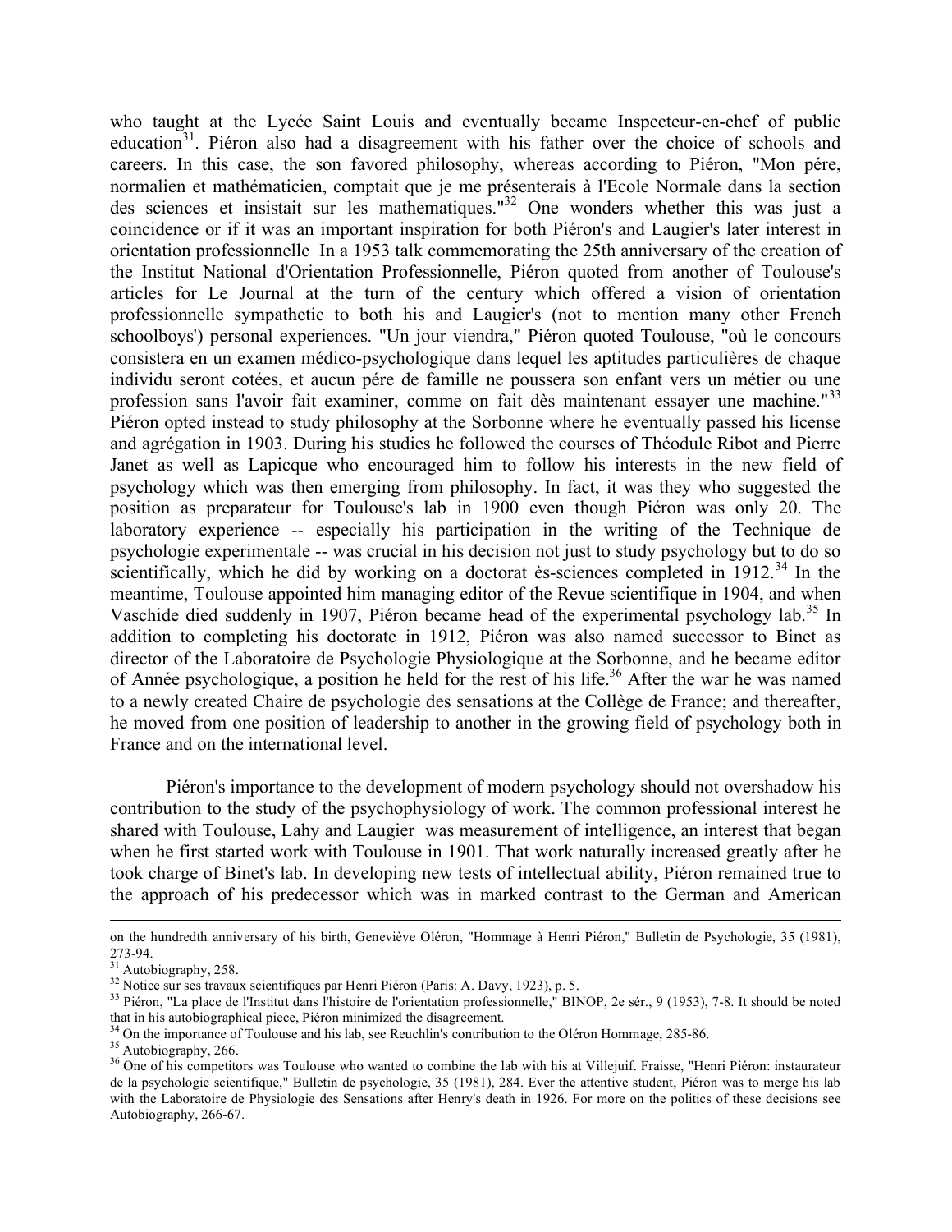who taught at the Lycée Saint Louis and eventually became Inspecteur-en-chef of public education[31]. Piéron also had a disagreement with his father over the choice of schools and careers. In this case, the son favored philosophy, whereas according to Piéron, "Mon pére, normalien et mathématicien, comptait que je me présenterais à l'Ecole Normale dans la section des sciences et insistait sur les mathematiques."[32] One wonders whether this was just a coincidence or if it was an important inspiration for both Piéron's and Laugier's later interest in orientation professionnelle In a 1953 talk commemorating the 25th anniversary of the creation of the Institut National d'Orientation Professionnelle, Piéron quoted from another of Toulouse's articles for Le Journal at the turn of the century which offered a vision of orientation professionnelle sympathetic to both his and Laugier's (not to mention many other French schoolboys') personal experiences. "Un jour viendra," Piéron quoted Toulouse, "où le concours consistera en un examen médico-psychologique dans lequel les aptitudes particulières de chaque individu seront cotées, et aucun pére de famille ne poussera son enfant vers un métier ou une profession sans l'avoir fait examiner, comme on fait dès maintenant essayer une machine."[33] Piéron opted instead to study philosophy at the Sorbonne where he eventually passed his license and agrégation in 1903. During his studies he followed the courses of Théodule Ribot and Pierre Janet as well as Lapicque who encouraged him to follow his interests in the new field of psychology which was then emerging from philosophy. In fact, it was they who suggested the position as preparateur for Toulouse's lab in 1900 even though Piéron was only 20. The laboratory experience -- especially his participation in the writing of the Technique de psychologie experimentale -- was crucial in his decision not just to study psychology but to do so scientifically, which he did by working on a doctorat ès-sciences completed in 1912.[34] In the meantime, Toulouse appointed him managing editor of the Revue scientifique in 1904, and when Vaschide died suddenly in 1907, Piéron became head of the experimental psychology lab.[35] In addition to completing his doctorate in 1912, Piéron was also named successor to Binet as director of the Laboratoire de Psychologie Physiologique at the Sorbonne, and he became editor of Année psychologique, a position he held for the rest of his life.[36] After the war he was named to a newly created Chaire de psychologie des sensations at the Collège de France; and thereafter, he moved from one position of leadership to another in the growing field of psychology both in France and on the international level.

Piéron's importance to the development of modern psychology should not overshadow his contribution to the study of the psychophysiology of work. The common professional interest he shared with Toulouse, Lahy and Laugier was measurement of intelligence, an interest that began when he first started work with Toulouse in 1901. That work naturally increased greatly after he took charge of Binet's lab. In developing new tests of intellectual ability, Piéron remained true to the approach of his predecessor which was in marked contrast to the German and American

---

on the hundredth anniversary of his birth, Geneviève Oléron, "Hommage à Henri Piéron," Bulletin de Psychologie, 35 (1981), 273-94.

[31] Autobiography, 258.

[32] Notice sur ses travaux scientifiques par Henri Piéron (Paris: A. Davy, 1923), p. 5.

[33] Piéron, "La place de l'Institut dans l'histoire de l'orientation professionnelle," BINOP, 2e sér., 9 (1953), 7-8. It should be noted that in his autobiographical piece, Piéron minimized the disagreement.

[34] On the importance of Toulouse and his lab, see Reuchlin's contribution to the Oléron Hommage, 285-86.

[35] Autobiography, 266.

[36] One of his competitors was Toulouse who wanted to combine the lab with his at Villejuif. Fraisse, "Henri Piéron: instaurateur de la psychologie scientifique," Bulletin de psychologie, 35 (1981), 284. Ever the attentive student, Piéron was to merge his lab with the Laboratoire de Physiologie des Sensations after Henry's death in 1926. For more on the politics of these decisions see Autobiography, 266-67.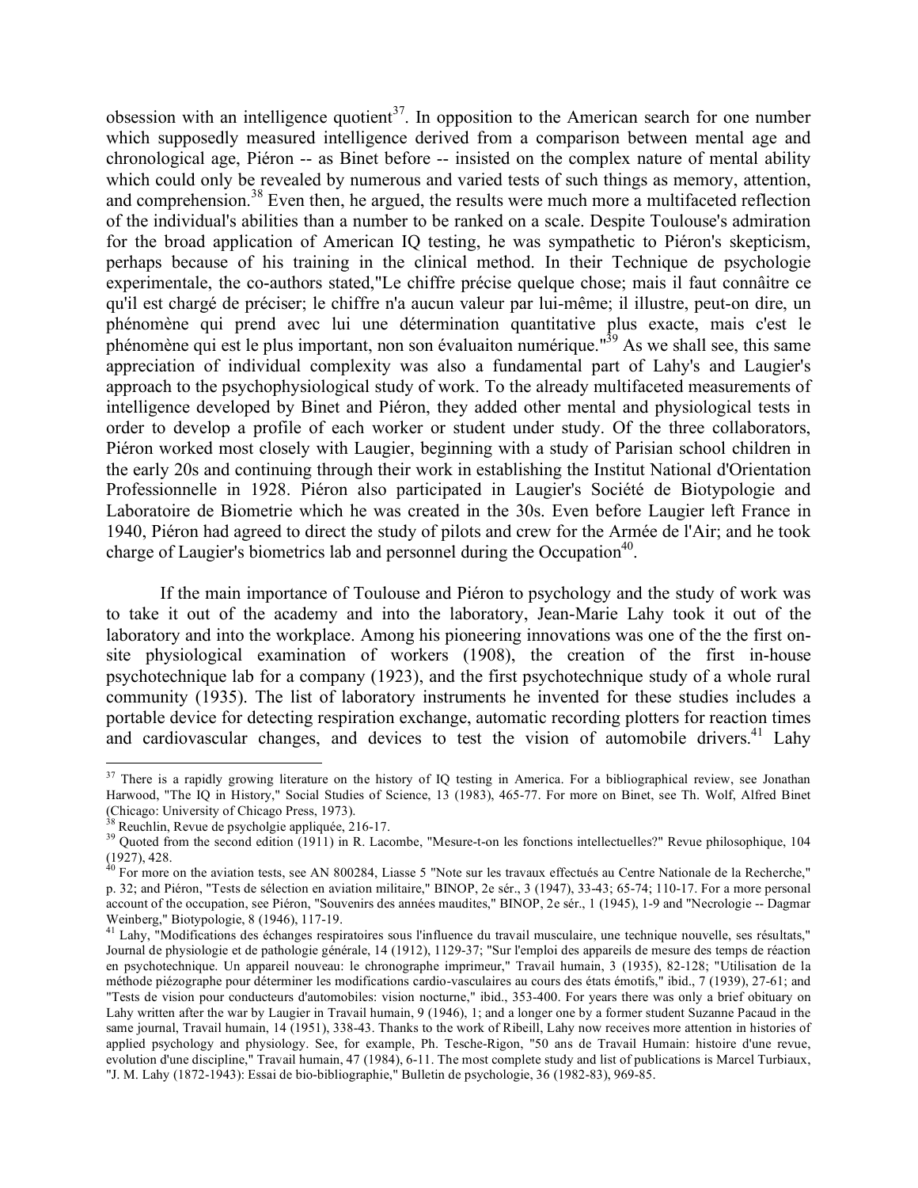obsession with an intelligence quotient[37]. In opposition to the American search for one number which supposedly measured intelligence derived from a comparison between mental age and chronological age, Piéron -- as Binet before -- insisted on the complex nature of mental ability which could only be revealed by numerous and varied tests of such things as memory, attention, and comprehension.[38] Even then, he argued, the results were much more a multifaceted reflection of the individual's abilities than a number to be ranked on a scale. Despite Toulouse's admiration for the broad application of American IQ testing, he was sympathetic to Piéron's skepticism, perhaps because of his training in the clinical method. In their Technique de psychologie experimentale, the co-authors stated,"Le chiffre précise quelque chose; mais il faut connaître ce qu'il est chargé de préciser; le chiffre n'a aucun valeur par lui-même; il illustre, peut-on dire, un phénomène qui prend avec lui une détermination quantitative plus exacte, mais c'est le phénomène qui est le plus important, non son évaluaiton numérique."[39] As we shall see, this same appreciation of individual complexity was also a fundamental part of Lahy's and Laugier's approach to the psychophysiological study of work. To the already multifaceted measurements of intelligence developed by Binet and Piéron, they added other mental and physiological tests in order to develop a profile of each worker or student under study. Of the three collaborators, Piéron worked most closely with Laugier, beginning with a study of Parisian school children in the early 20s and continuing through their work in establishing the Institut National d'Orientation Professionnelle in 1928. Piéron also participated in Laugier's Société de Biotypologie and Laboratoire de Biometrie which he was created in the 30s. Even before Laugier left France in 1940, Piéron had agreed to direct the study of pilots and crew for the Armée de l'Air; and he took charge of Laugier's biometrics lab and personnel during the Occupation[40].

If the main importance of Toulouse and Piéron to psychology and the study of work was to take it out of the academy and into the laboratory, Jean-Marie Lahy took it out of the laboratory and into the workplace. Among his pioneering innovations was one of the the first on-site physiological examination of workers (1908), the creation of the first in-house psychotechnique lab for a company (1923), and the first psychotechnique study of a whole rural community (1935). The list of laboratory instruments he invented for these studies includes a portable device for detecting respiration exchange, automatic recording plotters for reaction times and cardiovascular changes, and devices to test the vision of automobile drivers.[41] Lahy

---

[37] There is a rapidly growing literature on the history of IQ testing in America. For a bibliographical review, see Jonathan Harwood, "The IQ in History," Social Studies of Science, 13 (1983), 465-77. For more on Binet, see Th. Wolf, Alfred Binet (Chicago: University of Chicago Press, 1973).

[38] Reuchlin, Revue de psycholgie appliquée, 216-17.

[39] Quoted from the second edition (1911) in R. Lacombe, "Mesure-t-on les fonctions intellectuelles?" Revue philosophique, 104 (1927), 428.

[40] For more on the aviation tests, see AN 800284, Liasse 5 "Note sur les travaux effectués au Centre Nationale de la Recherche," p. 32; and Piéron, "Tests de sélection en aviation militaire," BINOP, 2e sér., 3 (1947), 33-43; 65-74; 110-17. For a more personal account of the occupation, see Piéron, "Souvenirs des années maudites," BINOP, 2e sér., 1 (1945), 1-9 and "Necrologie -- Dagmar Weinberg," Biotypologie, 8 (1946), 117-19.

[41] Lahy, "Modifications des échanges respiratoires sous l'influence du travail musculaire, une technique nouvelle, ses résultats," Journal de physiologie et de pathologie générale, 14 (1912), 1129-37; "Sur l'emploi des appareils de mesure des temps de réaction en psychotechnique. Un appareil nouveau: le chronographe imprimeur," Travail humain, 3 (1935), 82-128; "Utilisation de la méthode piézographe pour déterminer les modifications cardio-vasculaires au cours des états émotifs," ibid., 7 (1939), 27-61; and "Tests de vision pour conducteurs d'automobiles: vision nocturne," ibid., 353-400. For years there was only a brief obituary on Lahy written after the war by Laugier in Travail humain, 9 (1946), 1; and a longer one by a former student Suzanne Pacaud in the same journal, Travail humain, 14 (1951), 338-43. Thanks to the work of Ribeill, Lahy now receives more attention in histories of applied psychology and physiology. See, for example, Ph. Tesche-Rigon, "50 ans de Travail Humain: histoire d'une revue, evolution d'une discipline," Travail humain, 47 (1984), 6-11. The most complete study and list of publications is Marcel Turbiaux, "J. M. Lahy (1872-1943): Essai de bio-bibliographie," Bulletin de psychologie, 36 (1982-83), 969-85.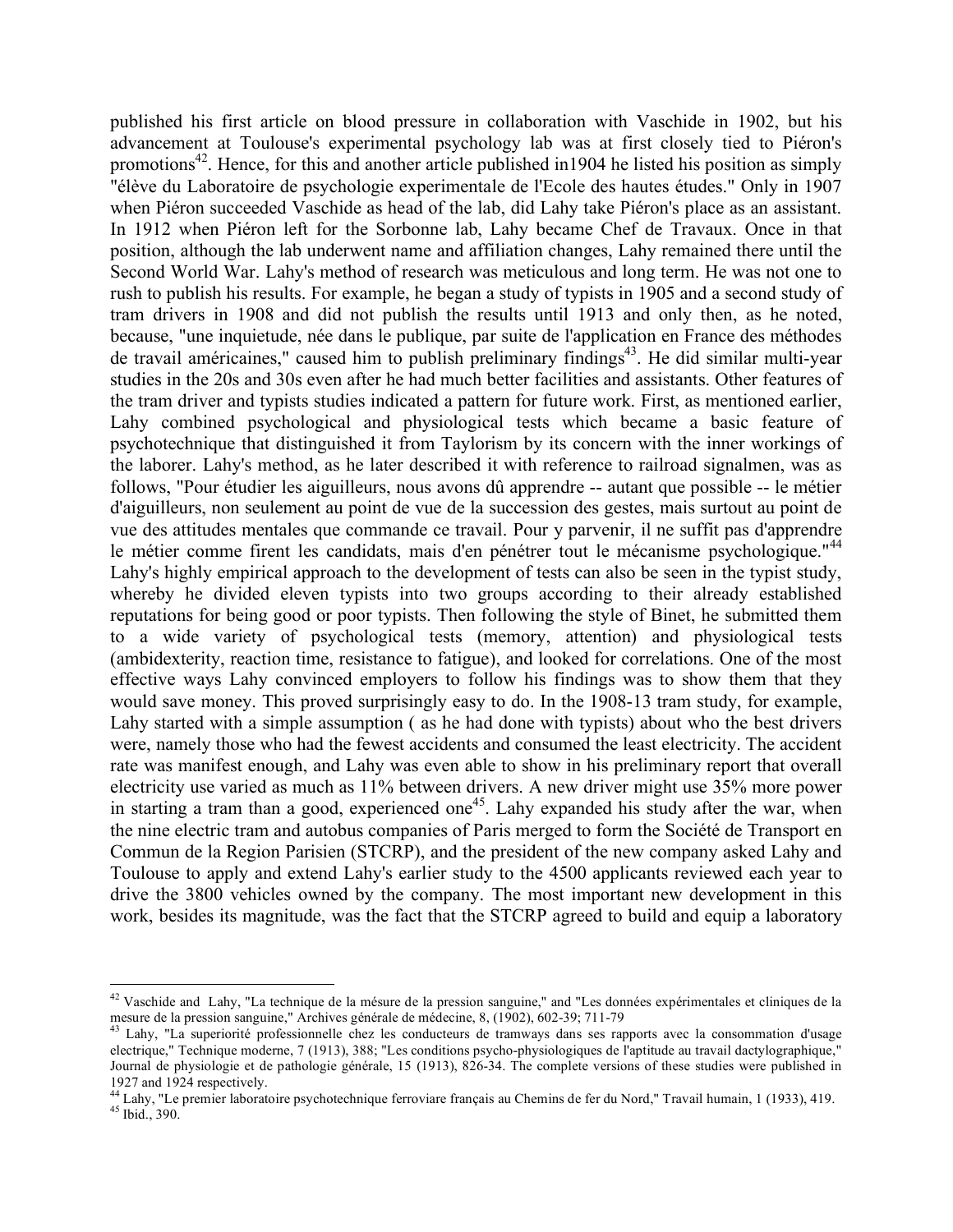published his first article on blood pressure in collaboration with Vaschide in 1902, but his advancement at Toulouse's experimental psychology lab was at first closely tied to Piéron's promotions[42]. Hence, for this and another article published in1904 he listed his position as simply "élève du Laboratoire de psychologie experimentale de l'Ecole des hautes études." Only in 1907 when Piéron succeeded Vaschide as head of the lab, did Lahy take Piéron's place as an assistant. In 1912 when Piéron left for the Sorbonne lab, Lahy became Chef de Travaux. Once in that position, although the lab underwent name and affiliation changes, Lahy remained there until the Second World War. Lahy's method of research was meticulous and long term. He was not one to rush to publish his results. For example, he began a study of typists in 1905 and a second study of tram drivers in 1908 and did not publish the results until 1913 and only then, as he noted, because, "une inquietude, née dans le publique, par suite de l'application en France des méthodes de travail américaines," caused him to publish preliminary findings[43]. He did similar multi-year studies in the 20s and 30s even after he had much better facilities and assistants. Other features of the tram driver and typists studies indicated a pattern for future work. First, as mentioned earlier, Lahy combined psychological and physiological tests which became a basic feature of psychotechnique that distinguished it from Taylorism by its concern with the inner workings of the laborer. Lahy's method, as he later described it with reference to railroad signalmen, was as follows, "Pour étudier les aiguilleurs, nous avons dû apprendre -- autant que possible -- le métier d'aiguilleurs, non seulement au point de vue de la succession des gestes, mais surtout au point de vue des attitudes mentales que commande ce travail. Pour y parvenir, il ne suffit pas d'apprendre le métier comme firent les candidats, mais d'en pénétrer tout le mécanisme psychologique."[44] Lahy's highly empirical approach to the development of tests can also be seen in the typist study, whereby he divided eleven typists into two groups according to their already established reputations for being good or poor typists. Then following the style of Binet, he submitted them to a wide variety of psychological tests (memory, attention) and physiological tests (ambidexterity, reaction time, resistance to fatigue), and looked for correlations. One of the most effective ways Lahy convinced employers to follow his findings was to show them that they would save money. This proved surprisingly easy to do. In the 1908-13 tram study, for example, Lahy started with a simple assumption ( as he had done with typists) about who the best drivers were, namely those who had the fewest accidents and consumed the least electricity. The accident rate was manifest enough, and Lahy was even able to show in his preliminary report that overall electricity use varied as much as 11% between drivers. A new driver might use 35% more power in starting a tram than a good, experienced one[45]. Lahy expanded his study after the war, when the nine electric tram and autobus companies of Paris merged to form the Société de Transport en Commun de la Region Parisien (STCRP), and the president of the new company asked Lahy and Toulouse to apply and extend Lahy's earlier study to the 4500 applicants reviewed each year to drive the 3800 vehicles owned by the company. The most important new development in this work, besides its magnitude, was the fact that the STCRP agreed to build and equip a laboratory

---

[42] Vaschide and Lahy, "La technique de la mésure de la pression sanguine," and "Les données expérimentales et cliniques de la mesure de la pression sanguine," Archives générale de médecine, 8, (1902), 602-39; 711-79

[43] Lahy, "La superiorité professionnelle chez les conducteurs de tramways dans ses rapports avec la consommation d'usage electrique," Technique moderne, 7 (1913), 388; "Les conditions psycho-physiologiques de l'aptitude au travail dactylographique," Journal de physiologie et de pathologie générale, 15 (1913), 826-34. The complete versions of these studies were published in 1927 and 1924 respectively.

[44] Lahy, "Le premier laboratoire psychotechnique ferroviare français au Chemins de fer du Nord," Travail humain, 1 (1933), 419.

[45] Ibid., 390.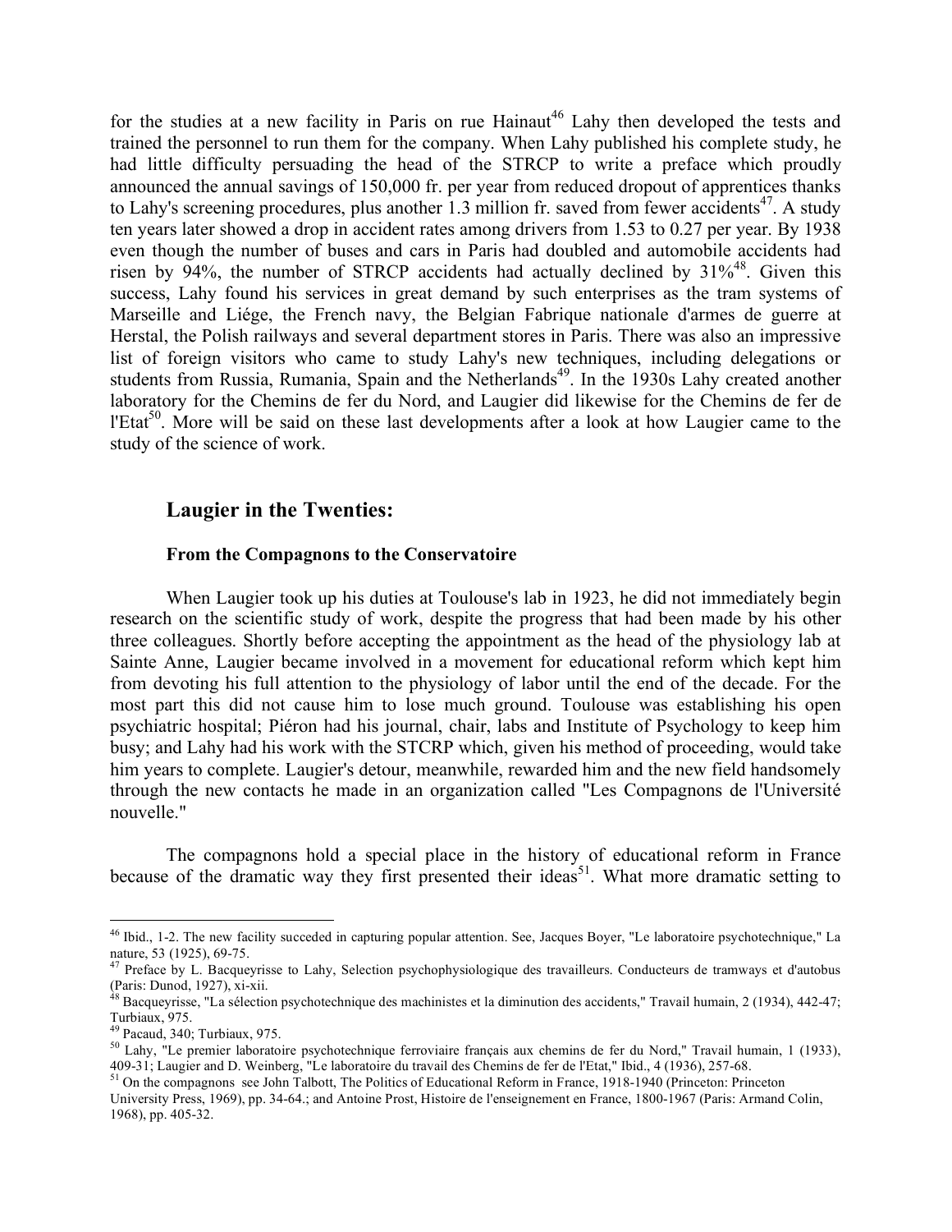for the studies at a new facility in Paris on rue Hainaut[46] Lahy then developed the tests and trained the personnel to run them for the company. When Lahy published his complete study, he had little difficulty persuading the head of the STRCP to write a preface which proudly announced the annual savings of 150,000 fr. per year from reduced dropout of apprentices thanks to Lahy's screening procedures, plus another 1.3 million fr. saved from fewer accidents[47]. A study ten years later showed a drop in accident rates among drivers from 1.53 to 0.27 per year. By 1938 even though the number of buses and cars in Paris had doubled and automobile accidents had risen by 94%, the number of STRCP accidents had actually declined by 31%[48]. Given this success, Lahy found his services in great demand by such enterprises as the tram systems of Marseille and Liége, the French navy, the Belgian Fabrique nationale d'armes de guerre at Herstal, the Polish railways and several department stores in Paris. There was also an impressive list of foreign visitors who came to study Lahy's new techniques, including delegations or students from Russia, Rumania, Spain and the Netherlands[49]. In the 1930s Lahy created another laboratory for the Chemins de fer du Nord, and Laugier did likewise for the Chemins de fer de l'Etat[50]. More will be said on these last developments after a look at how Laugier came to the study of the science of work.

## Laugier in the Twenties:

### From the Compagnons to the Conservatoire

When Laugier took up his duties at Toulouse's lab in 1923, he did not immediately begin research on the scientific study of work, despite the progress that had been made by his other three colleagues. Shortly before accepting the appointment as the head of the physiology lab at Sainte Anne, Laugier became involved in a movement for educational reform which kept him from devoting his full attention to the physiology of labor until the end of the decade. For the most part this did not cause him to lose much ground. Toulouse was establishing his open psychiatric hospital; Piéron had his journal, chair, labs and Institute of Psychology to keep him busy; and Lahy had his work with the STCRP which, given his method of proceeding, would take him years to complete. Laugier's detour, meanwhile, rewarded him and the new field handsomely through the new contacts he made in an organization called "Les Compagnons de l'Université nouvelle."

The compagnons hold a special place in the history of educational reform in France because of the dramatic way they first presented their ideas[51]. What more dramatic setting to

---

[46] Ibid., 1-2. The new facility succeded in capturing popular attention. See, Jacques Boyer, "Le laboratoire psychotechnique," La nature, 53 (1925), 69-75.

[47] Preface by L. Bacqueyrisse to Lahy, Selection psychophysiologique des travailleurs. Conducteurs de tramways et d'autobus (Paris: Dunod, 1927), xi-xii.

[48] Bacqueyrisse, "La sélection psychotechnique des machinistes et la diminution des accidents," Travail humain, 2 (1934), 442-47; Turbiaux, 975.

[49] Pacaud, 340; Turbiaux, 975.

[50] Lahy, "Le premier laboratoire psychotechnique ferroviaire français aux chemins de fer du Nord," Travail humain, 1 (1933), 409-31; Laugier and D. Weinberg, "Le laboratoire du travail des Chemins de fer de l'Etat," Ibid., 4 (1936), 257-68.

[51] On the compagnons see John Talbott, The Politics of Educational Reform in France, 1918-1940 (Princeton: Princeton University Press, 1969), pp. 34-64.; and Antoine Prost, Histoire de l'enseignement en France, 1800-1967 (Paris: Armand Colin, 1968), pp. 405-32.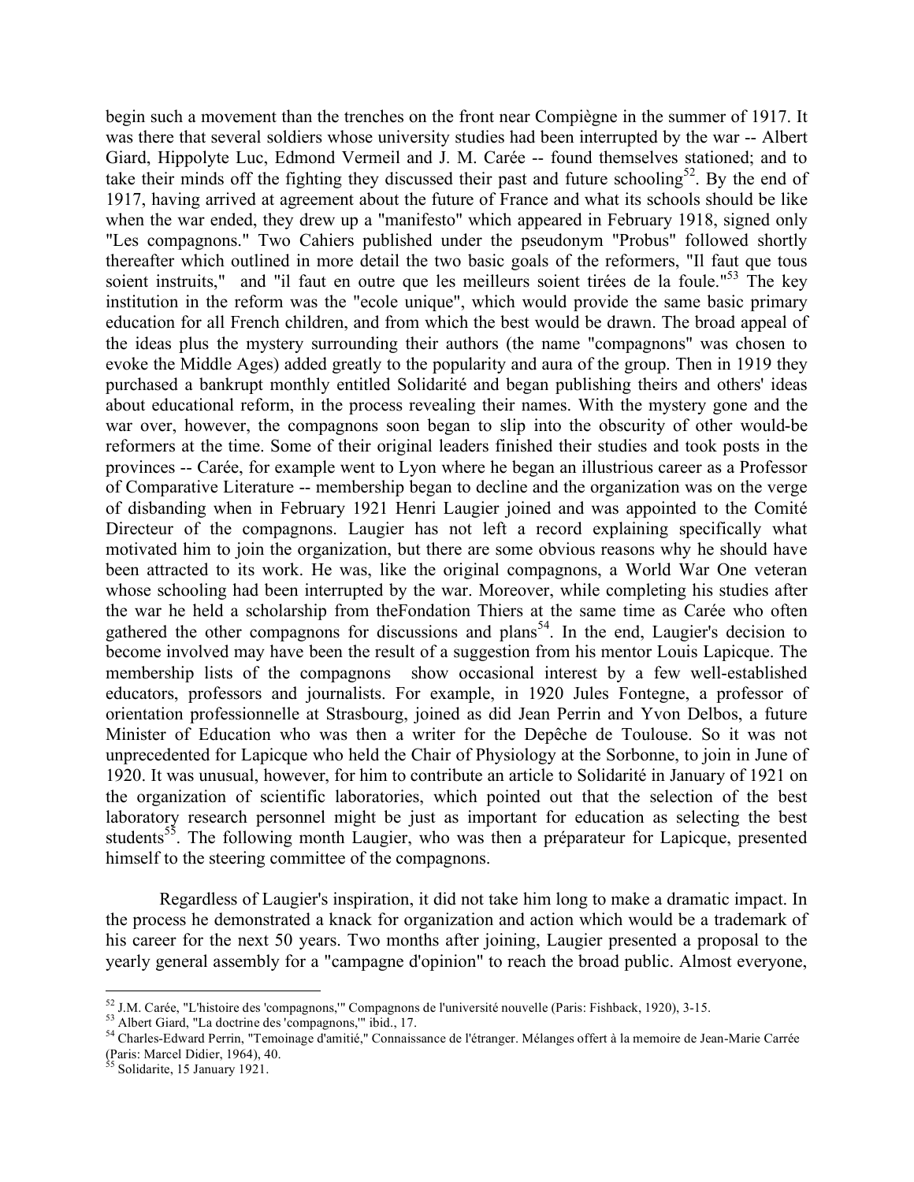begin such a movement than the trenches on the front near Compiègne in the summer of 1917. It was there that several soldiers whose university studies had been interrupted by the war -- Albert Giard, Hippolyte Luc, Edmond Vermeil and J. M. Carée -- found themselves stationed; and to take their minds off the fighting they discussed their past and future schooling[52]. By the end of 1917, having arrived at agreement about the future of France and what its schools should be like when the war ended, they drew up a "manifesto" which appeared in February 1918, signed only "Les compagnons." Two Cahiers published under the pseudonym "Probus" followed shortly thereafter which outlined in more detail the two basic goals of the reformers, "Il faut que tous soient instruits," and "il faut en outre que les meilleurs soient tirées de la foule."[53] The key institution in the reform was the "ecole unique", which would provide the same basic primary education for all French children, and from which the best would be drawn. The broad appeal of the ideas plus the mystery surrounding their authors (the name "compagnons" was chosen to evoke the Middle Ages) added greatly to the popularity and aura of the group. Then in 1919 they purchased a bankrupt monthly entitled Solidarité and began publishing theirs and others' ideas about educational reform, in the process revealing their names. With the mystery gone and the war over, however, the compagnons soon began to slip into the obscurity of other would-be reformers at the time. Some of their original leaders finished their studies and took posts in the provinces -- Carée, for example went to Lyon where he began an illustrious career as a Professor of Comparative Literature -- membership began to decline and the organization was on the verge of disbanding when in February 1921 Henri Laugier joined and was appointed to the Comité Directeur of the compagnons. Laugier has not left a record explaining specifically what motivated him to join the organization, but there are some obvious reasons why he should have been attracted to its work. He was, like the original compagnons, a World War One veteran whose schooling had been interrupted by the war. Moreover, while completing his studies after the war he held a scholarship from theFondation Thiers at the same time as Carée who often gathered the other compagnons for discussions and plans[54]. In the end, Laugier's decision to become involved may have been the result of a suggestion from his mentor Louis Lapicque. The membership lists of the compagnons show occasional interest by a few well-established educators, professors and journalists. For example, in 1920 Jules Fontegne, a professor of orientation professionnelle at Strasbourg, joined as did Jean Perrin and Yvon Delbos, a future Minister of Education who was then a writer for the Depêche de Toulouse. So it was not unprecedented for Lapicque who held the Chair of Physiology at the Sorbonne, to join in June of 1920. It was unusual, however, for him to contribute an article to Solidarité in January of 1921 on the organization of scientific laboratories, which pointed out that the selection of the best laboratory research personnel might be just as important for education as selecting the best students[55]. The following month Laugier, who was then a préparateur for Lapicque, presented himself to the steering committee of the compagnons.

Regardless of Laugier's inspiration, it did not take him long to make a dramatic impact. In the process he demonstrated a knack for organization and action which would be a trademark of his career for the next 50 years. Two months after joining, Laugier presented a proposal to the yearly general assembly for a "campagne d'opinion" to reach the broad public. Almost everyone,

---

[52] J.M. Carée, "L'histoire des 'compagnons,'" Compagnons de l'université nouvelle (Paris: Fishback, 1920), 3-15.

[53] Albert Giard, "La doctrine des 'compagnons,'" ibid., 17.

[54] Charles-Edward Perrin, "Temoinage d'amitié," Connaissance de l'étranger. Mélanges offert à la memoire de Jean-Marie Carrée (Paris: Marcel Didier, 1964), 40.

[55] Solidarite, 15 January 1921.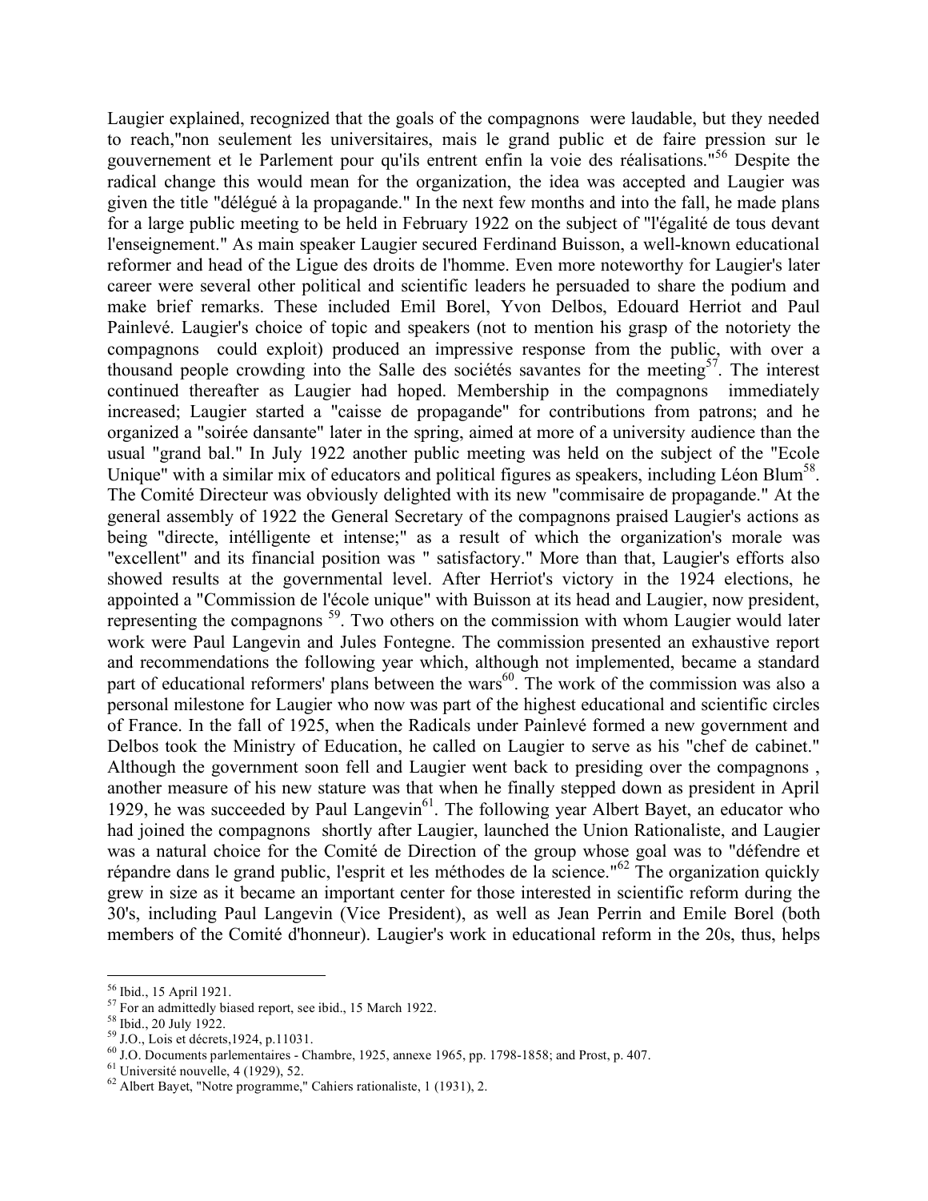Laugier explained, recognized that the goals of the compagnons were laudable, but they needed to reach,"non seulement les universitaires, mais le grand public et de faire pression sur le gouvernement et le Parlement pour qu'ils entrent enfin la voie des réalisations."[56] Despite the radical change this would mean for the organization, the idea was accepted and Laugier was given the title "délégué à la propagande." In the next few months and into the fall, he made plans for a large public meeting to be held in February 1922 on the subject of "l'égalité de tous devant l'enseignement." As main speaker Laugier secured Ferdinand Buisson, a well-known educational reformer and head of the Ligue des droits de l'homme. Even more noteworthy for Laugier's later career were several other political and scientific leaders he persuaded to share the podium and make brief remarks. These included Emil Borel, Yvon Delbos, Edouard Herriot and Paul Painlevé. Laugier's choice of topic and speakers (not to mention his grasp of the notoriety the compagnons could exploit) produced an impressive response from the public, with over a thousand people crowding into the Salle des sociétés savantes for the meeting[57]. The interest continued thereafter as Laugier had hoped. Membership in the compagnons immediately increased; Laugier started a "caisse de propagande" for contributions from patrons; and he organized a "soirée dansante" later in the spring, aimed at more of a university audience than the usual "grand bal." In July 1922 another public meeting was held on the subject of the "Ecole Unique" with a similar mix of educators and political figures as speakers, including Léon Blum[58]. The Comité Directeur was obviously delighted with its new "commisaire de propagande." At the general assembly of 1922 the General Secretary of the compagnons praised Laugier's actions as being "directe, intélligente et intense;" as a result of which the organization's morale was "excellent" and its financial position was " satisfactory." More than that, Laugier's efforts also showed results at the governmental level. After Herriot's victory in the 1924 elections, he appointed a "Commission de l'école unique" with Buisson at its head and Laugier, now president, representing the compagnons [59]. Two others on the commission with whom Laugier would later work were Paul Langevin and Jules Fontegne. The commission presented an exhaustive report and recommendations the following year which, although not implemented, became a standard part of educational reformers' plans between the wars[60]. The work of the commission was also a personal milestone for Laugier who now was part of the highest educational and scientific circles of France. In the fall of 1925, when the Radicals under Painlevé formed a new government and Delbos took the Ministry of Education, he called on Laugier to serve as his "chef de cabinet." Although the government soon fell and Laugier went back to presiding over the compagnons , another measure of his new stature was that when he finally stepped down as president in April 1929, he was succeeded by Paul Langevin[61]. The following year Albert Bayet, an educator who had joined the compagnons shortly after Laugier, launched the Union Rationaliste, and Laugier was a natural choice for the Comité de Direction of the group whose goal was to "défendre et répandre dans le grand public, l'esprit et les méthodes de la science."[62] The organization quickly grew in size as it became an important center for those interested in scientific reform during the 30's, including Paul Langevin (Vice President), as well as Jean Perrin and Emile Borel (both members of the Comité d'honneur). Laugier's work in educational reform in the 20s, thus, helps

---

[56] Ibid., 15 April 1921.

[57] For an admittedly biased report, see ibid., 15 March 1922.

[58] Ibid., 20 July 1922.

[59] J.O., Lois et décrets,1924, p.11031.

[60] J.O. Documents parlementaires - Chambre, 1925, annexe 1965, pp. 1798-1858; and Prost, p. 407.

[61] Université nouvelle, 4 (1929), 52.

[62] Albert Bayet, "Notre programme," Cahiers rationaliste, 1 (1931), 2.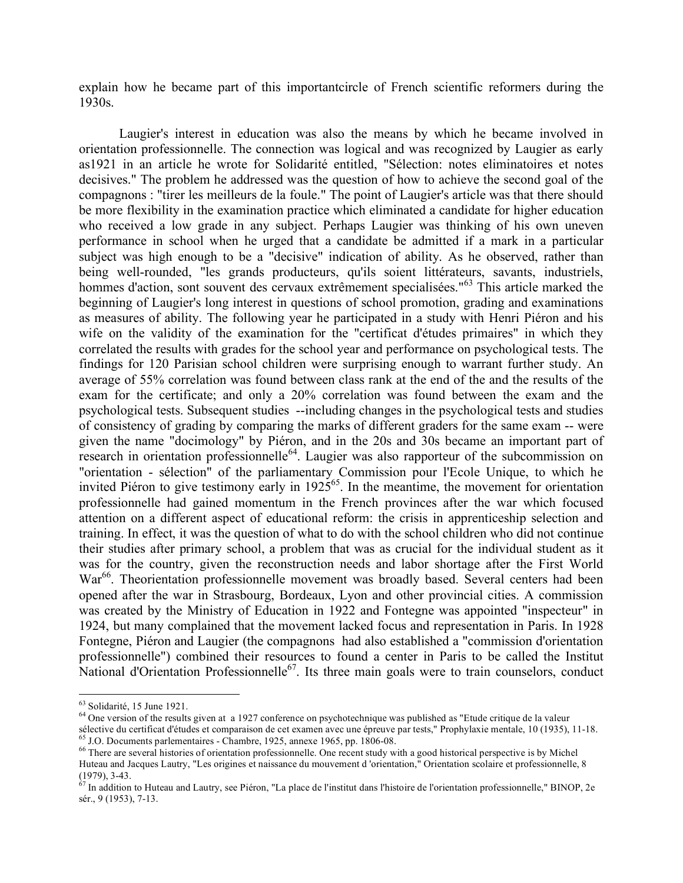explain how he became part of this importantcircle of French scientific reformers during the 1930s.

Laugier's interest in education was also the means by which he became involved in orientation professionnelle. The connection was logical and was recognized by Laugier as early as1921 in an article he wrote for Solidarité entitled, "Sélection: notes eliminatoires et notes decisives." The problem he addressed was the question of how to achieve the second goal of the compagnons : "tirer les meilleurs de la foule." The point of Laugier's article was that there should be more flexibility in the examination practice which eliminated a candidate for higher education who received a low grade in any subject. Perhaps Laugier was thinking of his own uneven performance in school when he urged that a candidate be admitted if a mark in a particular subject was high enough to be a "decisive" indication of ability. As he observed, rather than being well-rounded, "les grands producteurs, qu'ils soient littérateurs, savants, industriels, hommes d'action, sont souvent des cervaux extrêmement specialisées."[63] This article marked the beginning of Laugier's long interest in questions of school promotion, grading and examinations as measures of ability. The following year he participated in a study with Henri Piéron and his wife on the validity of the examination for the "certificat d'études primaires" in which they correlated the results with grades for the school year and performance on psychological tests. The findings for 120 Parisian school children were surprising enough to warrant further study. An average of 55% correlation was found between class rank at the end of the and the results of the exam for the certificate; and only a 20% correlation was found between the exam and the psychological tests. Subsequent studies --including changes in the psychological tests and studies of consistency of grading by comparing the marks of different graders for the same exam -- were given the name "docimology" by Piéron, and in the 20s and 30s became an important part of research in orientation professionnelle[64]. Laugier was also rapporteur of the subcommission on "orientation - sélection" of the parliamentary Commission pour l'Ecole Unique, to which he invited Piéron to give testimony early in 1925[65]. In the meantime, the movement for orientation professionnelle had gained momentum in the French provinces after the war which focused attention on a different aspect of educational reform: the crisis in apprenticeship selection and training. In effect, it was the question of what to do with the school children who did not continue their studies after primary school, a problem that was as crucial for the individual student as it was for the country, given the reconstruction needs and labor shortage after the First World War[66]. Theorientation professionnelle movement was broadly based. Several centers had been opened after the war in Strasbourg, Bordeaux, Lyon and other provincial cities. A commission was created by the Ministry of Education in 1922 and Fontegne was appointed "inspecteur" in 1924, but many complained that the movement lacked focus and representation in Paris. In 1928 Fontegne, Piéron and Laugier (the compagnons had also established a "commission d'orientation professionnelle") combined their resources to found a center in Paris to be called the Institut National d'Orientation Professionnelle[67]. Its three main goals were to train counselors, conduct

---

[63] Solidarité, 15 June 1921.

[64] One version of the results given at a 1927 conference on psychotechnique was published as "Etude critique de la valeur sélective du certificat d'études et comparaison de cet examen avec une épreuve par tests," Prophylaxie mentale, 10 (1935), 11-18.

[65] J.O. Documents parlementaires - Chambre, 1925, annexe 1965, pp. 1806-08.

[66] There are several histories of orientation professionnelle. One recent study with a good historical perspective is by Michel Huteau and Jacques Lautry, "Les origines et naissance du mouvement d 'orientation," Orientation scolaire et professionnelle, 8 (1979), 3-43.

[67] In addition to Huteau and Lautry, see Piéron, "La place de l'institut dans l'histoire de l'orientation professionnelle," BINOP, 2e sér., 9 (1953), 7-13.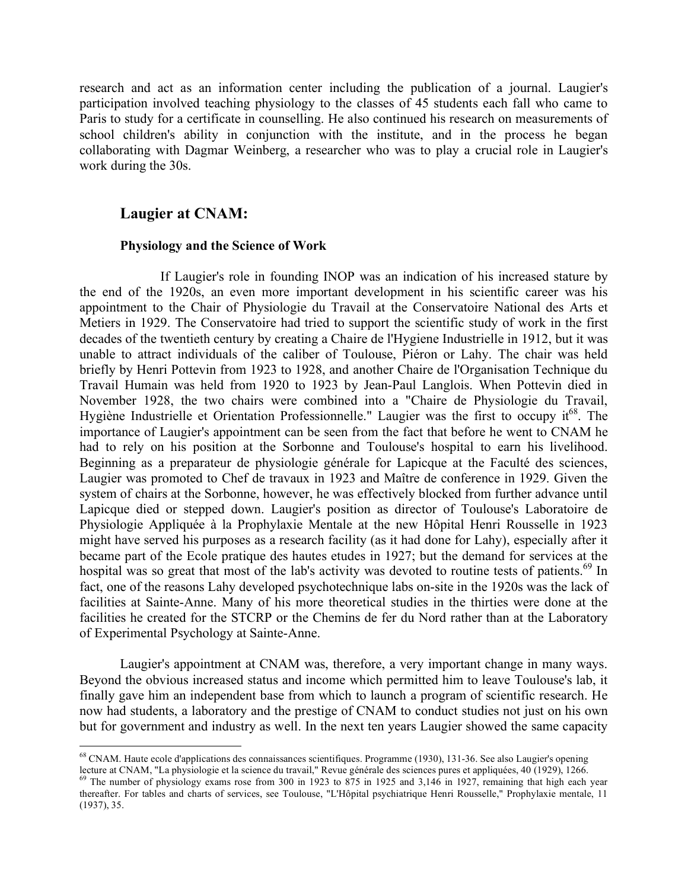research and act as an information center including the publication of a journal. Laugier's participation involved teaching physiology to the classes of 45 students each fall who came to Paris to study for a certificate in counselling. He also continued his research on measurements of school children's ability in conjunction with the institute, and in the process he began collaborating with Dagmar Weinberg, a researcher who was to play a crucial role in Laugier's work during the 30s.

## Laugier at CNAM:

### Physiology and the Science of Work

If Laugier's role in founding INOP was an indication of his increased stature by the end of the 1920s, an even more important development in his scientific career was his appointment to the Chair of Physiologie du Travail at the Conservatoire National des Arts et Metiers in 1929. The Conservatoire had tried to support the scientific study of work in the first decades of the twentieth century by creating a Chaire de l'Hygiene Industrielle in 1912, but it was unable to attract individuals of the caliber of Toulouse, Piéron or Lahy. The chair was held briefly by Henri Pottevin from 1923 to 1928, and another Chaire de l'Organisation Technique du Travail Humain was held from 1920 to 1923 by Jean-Paul Langlois. When Pottevin died in November 1928, the two chairs were combined into a "Chaire de Physiologie du Travail, Hygiène Industrielle et Orientation Professionnelle." Laugier was the first to occupy it[68]. The importance of Laugier's appointment can be seen from the fact that before he went to CNAM he had to rely on his position at the Sorbonne and Toulouse's hospital to earn his livelihood. Beginning as a preparateur de physiologie générale for Lapicque at the Faculté des sciences, Laugier was promoted to Chef de travaux in 1923 and Maître de conference in 1929. Given the system of chairs at the Sorbonne, however, he was effectively blocked from further advance until Lapicque died or stepped down. Laugier's position as director of Toulouse's Laboratoire de Physiologie Appliquée à la Prophylaxie Mentale at the new Hôpital Henri Rousselle in 1923 might have served his purposes as a research facility (as it had done for Lahy), especially after it became part of the Ecole pratique des hautes etudes in 1927; but the demand for services at the hospital was so great that most of the lab's activity was devoted to routine tests of patients.[69] In fact, one of the reasons Lahy developed psychotechnique labs on-site in the 1920s was the lack of facilities at Sainte-Anne. Many of his more theoretical studies in the thirties were done at the facilities he created for the STCRP or the Chemins de fer du Nord rather than at the Laboratory of Experimental Psychology at Sainte-Anne.

Laugier's appointment at CNAM was, therefore, a very important change in many ways. Beyond the obvious increased status and income which permitted him to leave Toulouse's lab, it finally gave him an independent base from which to launch a program of scientific research. He now had students, a laboratory and the prestige of CNAM to conduct studies not just on his own but for government and industry as well. In the next ten years Laugier showed the same capacity

---

[68] CNAM. Haute ecole d'applications des connaissances scientifiques. Programme (1930), 131-36. See also Laugier's opening lecture at CNAM, "La physiologie et la science du travail," Revue générale des sciences pures et appliquées, 40 (1929), 1266.

[69] The number of physiology exams rose from 300 in 1923 to 875 in 1925 and 3,146 in 1927, remaining that high each year thereafter. For tables and charts of services, see Toulouse, "L'Hôpital psychiatrique Henri Rousselle," Prophylaxie mentale, 11 (1937), 35.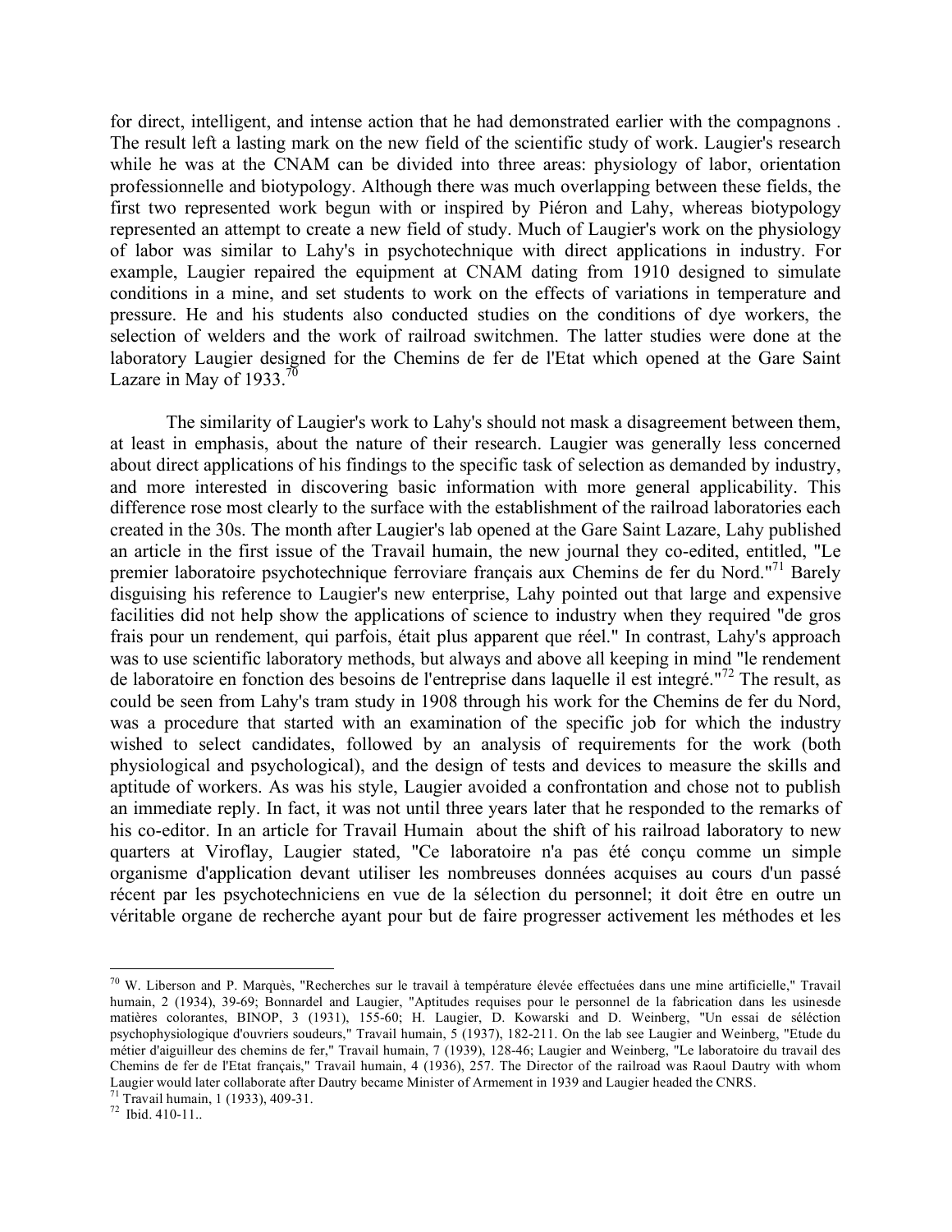for direct, intelligent, and intense action that he had demonstrated earlier with the compagnons . The result left a lasting mark on the new field of the scientific study of work. Laugier's research while he was at the CNAM can be divided into three areas: physiology of labor, orientation professionnelle and biotypology. Although there was much overlapping between these fields, the first two represented work begun with or inspired by Piéron and Lahy, whereas biotypology represented an attempt to create a new field of study. Much of Laugier's work on the physiology of labor was similar to Lahy's in psychotechnique with direct applications in industry. For example, Laugier repaired the equipment at CNAM dating from 1910 designed to simulate conditions in a mine, and set students to work on the effects of variations in temperature and pressure. He and his students also conducted studies on the conditions of dye workers, the selection of welders and the work of railroad switchmen. The latter studies were done at the laboratory Laugier designed for the Chemins de fer de l'Etat which opened at the Gare Saint Lazare in May of 1933.[70]

The similarity of Laugier's work to Lahy's should not mask a disagreement between them, at least in emphasis, about the nature of their research. Laugier was generally less concerned about direct applications of his findings to the specific task of selection as demanded by industry, and more interested in discovering basic information with more general applicability. This difference rose most clearly to the surface with the establishment of the railroad laboratories each created in the 30s. The month after Laugier's lab opened at the Gare Saint Lazare, Lahy published an article in the first issue of the Travail humain, the new journal they co-edited, entitled, "Le premier laboratoire psychotechnique ferroviare français aux Chemins de fer du Nord."[71] Barely disguising his reference to Laugier's new enterprise, Lahy pointed out that large and expensive facilities did not help show the applications of science to industry when they required "de gros frais pour un rendement, qui parfois, était plus apparent que réel." In contrast, Lahy's approach was to use scientific laboratory methods, but always and above all keeping in mind "le rendement de laboratoire en fonction des besoins de l'entreprise dans laquelle il est integré."[72] The result, as could be seen from Lahy's tram study in 1908 through his work for the Chemins de fer du Nord, was a procedure that started with an examination of the specific job for which the industry wished to select candidates, followed by an analysis of requirements for the work (both physiological and psychological), and the design of tests and devices to measure the skills and aptitude of workers. As was his style, Laugier avoided a confrontation and chose not to publish an immediate reply. In fact, it was not until three years later that he responded to the remarks of his co-editor. In an article for Travail Humain about the shift of his railroad laboratory to new quarters at Viroflay, Laugier stated, "Ce laboratoire n'a pas été conçu comme un simple organisme d'application devant utiliser les nombreuses données acquises au cours d'un passé récent par les psychotechniciens en vue de la sélection du personnel; it doit être en outre un véritable organe de recherche ayant pour but de faire progresser activement les méthodes et les

---

[70] W. Liberson and P. Marquès, "Recherches sur le travail à température élevée effectuées dans une mine artificielle," Travail humain, 2 (1934), 39-69; Bonnardel and Laugier, "Aptitudes requises pour le personnel de la fabrication dans les usinesde matières colorantes, BINOP, 3 (1931), 155-60; H. Laugier, D. Kowarski and D. Weinberg, "Un essai de séléction psychophysiologique d'ouvriers soudeurs," Travail humain, 5 (1937), 182-211. On the lab see Laugier and Weinberg, "Etude du métier d'aiguilleur des chemins de fer," Travail humain, 7 (1939), 128-46; Laugier and Weinberg, "Le laboratoire du travail des Chemins de fer de l'Etat français," Travail humain, 4 (1936), 257. The Director of the railroad was Raoul Dautry with whom Laugier would later collaborate after Dautry became Minister of Armement in 1939 and Laugier headed the CNRS.

[71] Travail humain, 1 (1933), 409-31.

[72] Ibid. 410-11..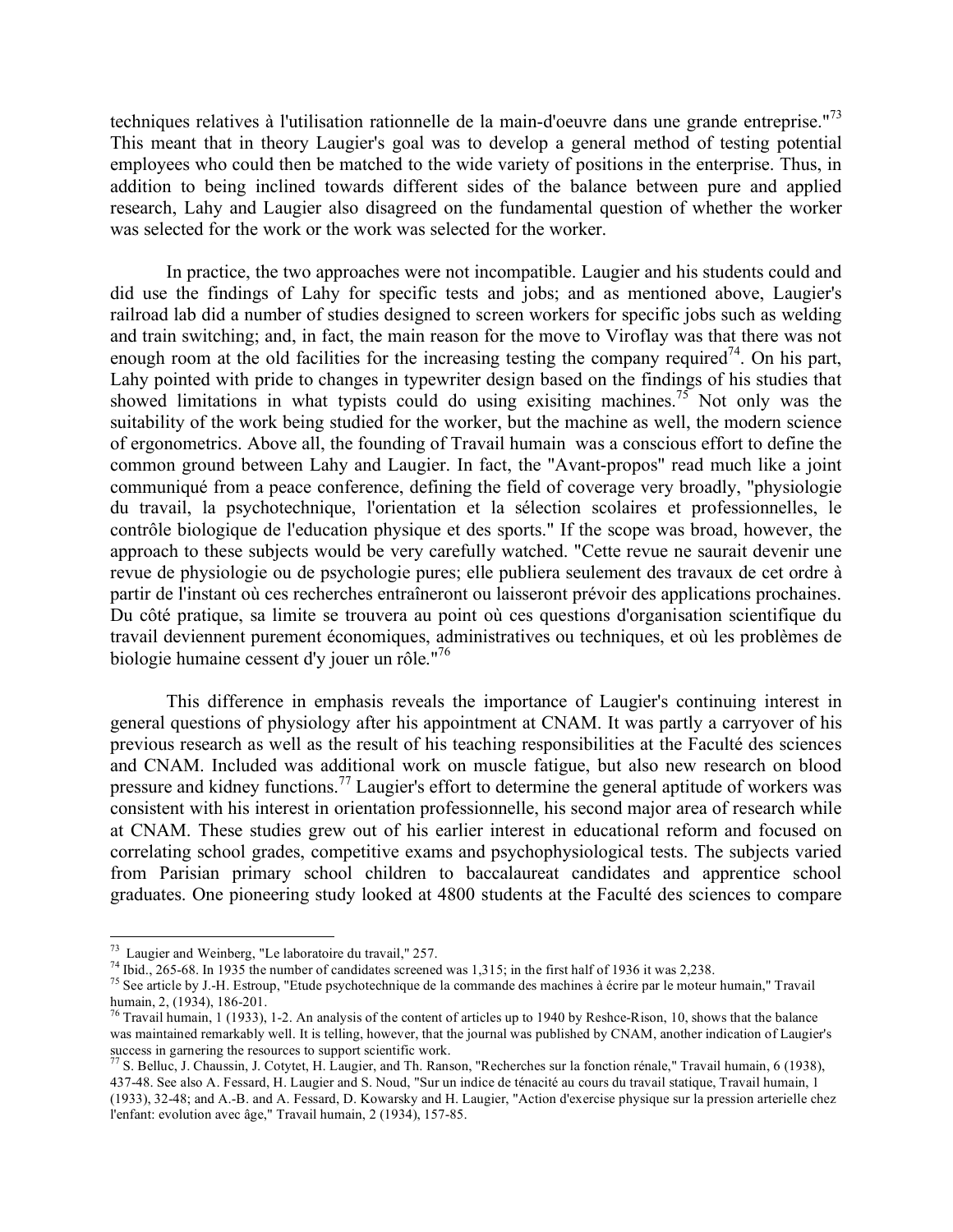techniques relatives à l'utilisation rationnelle de la main-d'oeuvre dans une grande entreprise."[73] This meant that in theory Laugier's goal was to develop a general method of testing potential employees who could then be matched to the wide variety of positions in the enterprise. Thus, in addition to being inclined towards different sides of the balance between pure and applied research, Lahy and Laugier also disagreed on the fundamental question of whether the worker was selected for the work or the work was selected for the worker.

In practice, the two approaches were not incompatible. Laugier and his students could and did use the findings of Lahy for specific tests and jobs; and as mentioned above, Laugier's railroad lab did a number of studies designed to screen workers for specific jobs such as welding and train switching; and, in fact, the main reason for the move to Viroflay was that there was not enough room at the old facilities for the increasing testing the company required[74]. On his part, Lahy pointed with pride to changes in typewriter design based on the findings of his studies that showed limitations in what typists could do using exisiting machines.[75] Not only was the suitability of the work being studied for the worker, but the machine as well, the modern science of ergonometrics. Above all, the founding of Travail humain was a conscious effort to define the common ground between Lahy and Laugier. In fact, the "Avant-propos" read much like a joint communiqué from a peace conference, defining the field of coverage very broadly, "physiologie du travail, la psychotechnique, l'orientation et la sélection scolaires et professionnelles, le contrôle biologique de l'education physique et des sports." If the scope was broad, however, the approach to these subjects would be very carefully watched. "Cette revue ne saurait devenir une revue de physiologie ou de psychologie pures; elle publiera seulement des travaux de cet ordre à partir de l'instant où ces recherches entraîneront ou laisseront prévoir des applications prochaines. Du côté pratique, sa limite se trouvera au point où ces questions d'organisation scientifique du travail deviennent purement économiques, administratives ou techniques, et où les problèmes de biologie humaine cessent d'y jouer un rôle."[76]

This difference in emphasis reveals the importance of Laugier's continuing interest in general questions of physiology after his appointment at CNAM. It was partly a carryover of his previous research as well as the result of his teaching responsibilities at the Faculté des sciences and CNAM. Included was additional work on muscle fatigue, but also new research on blood pressure and kidney functions.[77] Laugier's effort to determine the general aptitude of workers was consistent with his interest in orientation professionnelle, his second major area of research while at CNAM. These studies grew out of his earlier interest in educational reform and focused on correlating school grades, competitive exams and psychophysiological tests. The subjects varied from Parisian primary school children to baccalaureat candidates and apprentice school graduates. One pioneering study looked at 4800 students at the Faculté des sciences to compare

---

[73] Laugier and Weinberg, "Le laboratoire du travail," 257.

[74] Ibid., 265-68. In 1935 the number of candidates screened was 1,315; in the first half of 1936 it was 2,238.

[75] See article by J.-H. Estroup, "Etude psychotechnique de la commande des machines à écrire par le moteur humain," Travail humain, 2, (1934), 186-201.

[76] Travail humain, 1 (1933), 1-2. An analysis of the content of articles up to 1940 by Reshce-Rison, 10, shows that the balance was maintained remarkably well. It is telling, however, that the journal was published by CNAM, another indication of Laugier's success in garnering the resources to support scientific work.

[77] S. Belluc, J. Chaussin, J. Cotytet, H. Laugier, and Th. Ranson, "Recherches sur la fonction rénale," Travail humain, 6 (1938), 437-48. See also A. Fessard, H. Laugier and S. Noud, "Sur un indice de ténacité au cours du travail statique, Travail humain, 1 (1933), 32-48; and A.-B. and A. Fessard, D. Kowarsky and H. Laugier, "Action d'exercise physique sur la pression arterielle chez l'enfant: evolution avec âge," Travail humain, 2 (1934), 157-85.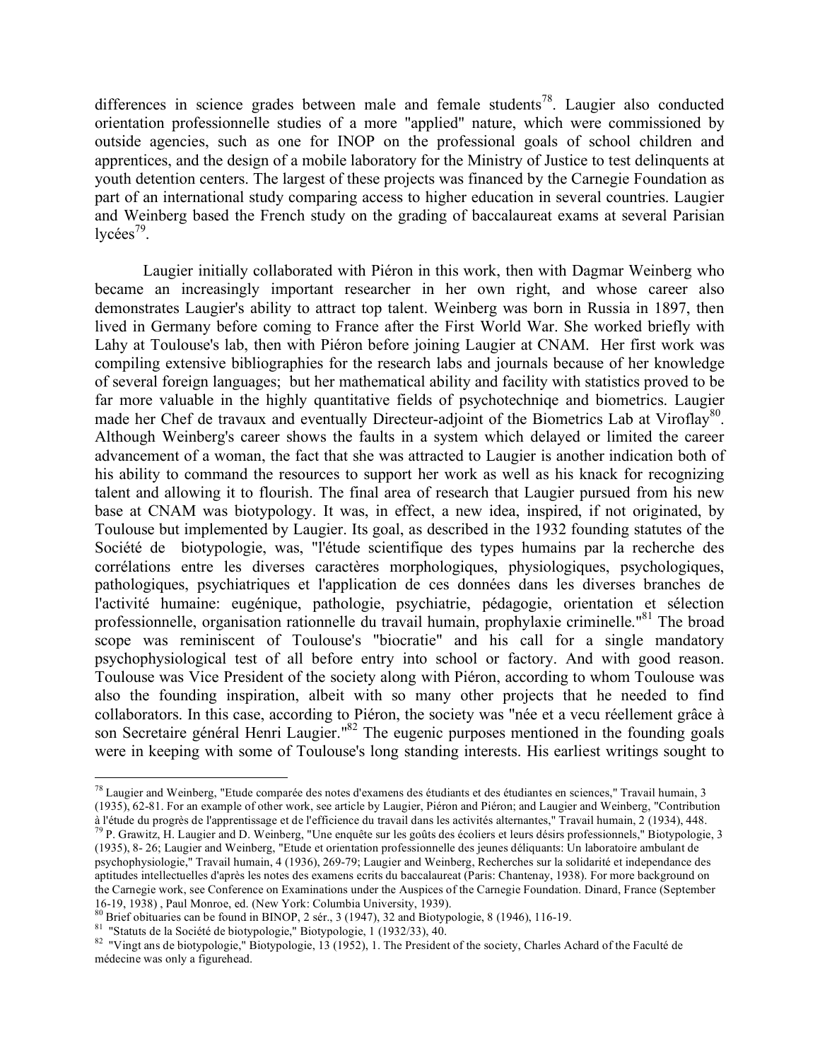differences in science grades between male and female students[78]. Laugier also conducted orientation professionnelle studies of a more "applied" nature, which were commissioned by outside agencies, such as one for INOP on the professional goals of school children and apprentices, and the design of a mobile laboratory for the Ministry of Justice to test delinquents at youth detention centers. The largest of these projects was financed by the Carnegie Foundation as part of an international study comparing access to higher education in several countries. Laugier and Weinberg based the French study on the grading of baccalaureat exams at several Parisian lycées[79].

Laugier initially collaborated with Piéron in this work, then with Dagmar Weinberg who became an increasingly important researcher in her own right, and whose career also demonstrates Laugier's ability to attract top talent. Weinberg was born in Russia in 1897, then lived in Germany before coming to France after the First World War. She worked briefly with Lahy at Toulouse's lab, then with Piéron before joining Laugier at CNAM. Her first work was compiling extensive bibliographies for the research labs and journals because of her knowledge of several foreign languages; but her mathematical ability and facility with statistics proved to be far more valuable in the highly quantitative fields of psychotechniqe and biometrics. Laugier made her Chef de travaux and eventually Directeur-adjoint of the Biometrics Lab at Viroflay[80]. Although Weinberg's career shows the faults in a system which delayed or limited the career advancement of a woman, the fact that she was attracted to Laugier is another indication both of his ability to command the resources to support her work as well as his knack for recognizing talent and allowing it to flourish. The final area of research that Laugier pursued from his new base at CNAM was biotypology. It was, in effect, a new idea, inspired, if not originated, by Toulouse but implemented by Laugier. Its goal, as described in the 1932 founding statutes of the Société de biotypologie, was, "l'étude scientifique des types humains par la recherche des corrélations entre les diverses caractères morphologiques, physiologiques, psychologiques, pathologiques, psychiatriques et l'application de ces données dans les diverses branches de l'activité humaine: eugénique, pathologie, psychiatrie, pédagogie, orientation et sélection professionnelle, organisation rationnelle du travail humain, prophylaxie criminelle."[81] The broad scope was reminiscent of Toulouse's "biocratie" and his call for a single mandatory psychophysiological test of all before entry into school or factory. And with good reason. Toulouse was Vice President of the society along with Piéron, according to whom Toulouse was also the founding inspiration, albeit with so many other projects that he needed to find collaborators. In this case, according to Piéron, the society was "née et a vecu réellement grâce à son Secretaire général Henri Laugier."[82] The eugenic purposes mentioned in the founding goals were in keeping with some of Toulouse's long standing interests. His earliest writings sought to

---

[78] Laugier and Weinberg, "Etude comparée des notes d'examens des étudiants et des étudiantes en sciences," Travail humain, 3 (1935), 62-81. For an example of other work, see article by Laugier, Piéron and Piéron; and Laugier and Weinberg, "Contribution à l'étude du progrès de l'apprentissage et de l'efficience du travail dans les activités alternantes," Travail humain, 2 (1934), 448.

[79] P. Grawitz, H. Laugier and D. Weinberg, "Une enquête sur les goûts des écoliers et leurs désirs professionnels," Biotypologie, 3 (1935), 8- 26; Laugier and Weinberg, "Etude et orientation professionnelle des jeunes déliquants: Un laboratoire ambulant de psychophysiologie," Travail humain, 4 (1936), 269-79; Laugier and Weinberg, Recherches sur la solidarité et independance des aptitudes intellectuelles d'après les notes des examens ecrits du baccalaureat (Paris: Chantenay, 1938). For more background on the Carnegie work, see Conference on Examinations under the Auspices of the Carnegie Foundation. Dinard, France (September 16-19, 1938) , Paul Monroe, ed. (New York: Columbia University, 1939).

[80] Brief obituaries can be found in BINOP, 2 sér., 3 (1947), 32 and Biotypologie, 8 (1946), 116-19.

[81] "Statuts de la Société de biotypologie," Biotypologie, 1 (1932/33), 40.

[82] "Vingt ans de biotypologie," Biotypologie, 13 (1952), 1. The President of the society, Charles Achard of the Faculté de médecine was only a figurehead.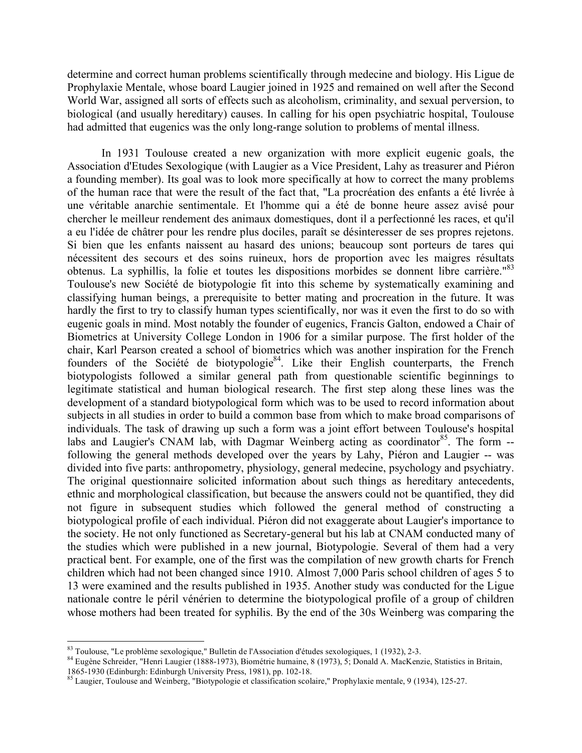determine and correct human problems scientifically through medecine and biology. His Ligue de Prophylaxie Mentale, whose board Laugier joined in 1925 and remained on well after the Second World War, assigned all sorts of effects such as alcoholism, criminality, and sexual perversion, to biological (and usually hereditary) causes. In calling for his open psychiatric hospital, Toulouse had admitted that eugenics was the only long-range solution to problems of mental illness.

In 1931 Toulouse created a new organization with more explicit eugenic goals, the Association d'Etudes Sexologique (with Laugier as a Vice President, Lahy as treasurer and Piéron a founding member). Its goal was to look more specifically at how to correct the many problems of the human race that were the result of the fact that, "La procréation des enfants a été livrée à une véritable anarchie sentimentale. Et l'homme qui a été de bonne heure assez avisé pour chercher le meilleur rendement des animaux domestiques, dont il a perfectionné les races, et qu'il a eu l'idée de châtrer pour les rendre plus dociles, paraît se désinteresser de ses propres rejetons. Si bien que les enfants naissent au hasard des unions; beaucoup sont porteurs de tares qui nécessitent des secours et des soins ruineux, hors de proportion avec les maigres résultats obtenus. La syphillis, la folie et toutes les dispositions morbides se donnent libre carrière."[83] Toulouse's new Société de biotypologie fit into this scheme by systematically examining and classifying human beings, a prerequisite to better mating and procreation in the future. It was hardly the first to try to classify human types scientifically, nor was it even the first to do so with eugenic goals in mind. Most notably the founder of eugenics, Francis Galton, endowed a Chair of Biometrics at University College London in 1906 for a similar purpose. The first holder of the chair, Karl Pearson created a school of biometrics which was another inspiration for the French founders of the Société de biotypologie[84]. Like their English counterparts, the French biotypologists followed a similar general path from questionable scientific beginnings to legitimate statistical and human biological research. The first step along these lines was the development of a standard biotypological form which was to be used to record information about subjects in all studies in order to build a common base from which to make broad comparisons of individuals. The task of drawing up such a form was a joint effort between Toulouse's hospital labs and Laugier's CNAM lab, with Dagmar Weinberg acting as coordinator[85]. The form -- following the general methods developed over the years by Lahy, Piéron and Laugier -- was divided into five parts: anthropometry, physiology, general medecine, psychology and psychiatry. The original questionnaire solicited information about such things as hereditary antecedents, ethnic and morphological classification, but because the answers could not be quantified, they did not figure in subsequent studies which followed the general method of constructing a biotypological profile of each individual. Piéron did not exaggerate about Laugier's importance to the society. He not only functioned as Secretary-general but his lab at CNAM conducted many of the studies which were published in a new journal, Biotypologie. Several of them had a very practical bent. For example, one of the first was the compilation of new growth charts for French children which had not been changed since 1910. Almost 7,000 Paris school children of ages 5 to 13 were examined and the results published in 1935. Another study was conducted for the Ligue nationale contre le péril vénérien to determine the biotypological profile of a group of children whose mothers had been treated for syphilis. By the end of the 30s Weinberg was comparing the

---

[83] Toulouse, "Le problème sexologique," Bulletin de l'Association d'études sexologiques, 1 (1932), 2-3.

[84] Eugène Schreider, "Henri Laugier (1888-1973), Biométrie humaine, 8 (1973), 5; Donald A. MacKenzie, Statistics in Britain, 1865-1930 (Edinburgh: Edinburgh University Press, 1981), pp. 102-18.

[85] Laugier, Toulouse and Weinberg, "Biotypologie et classification scolaire," Prophylaxie mentale, 9 (1934), 125-27.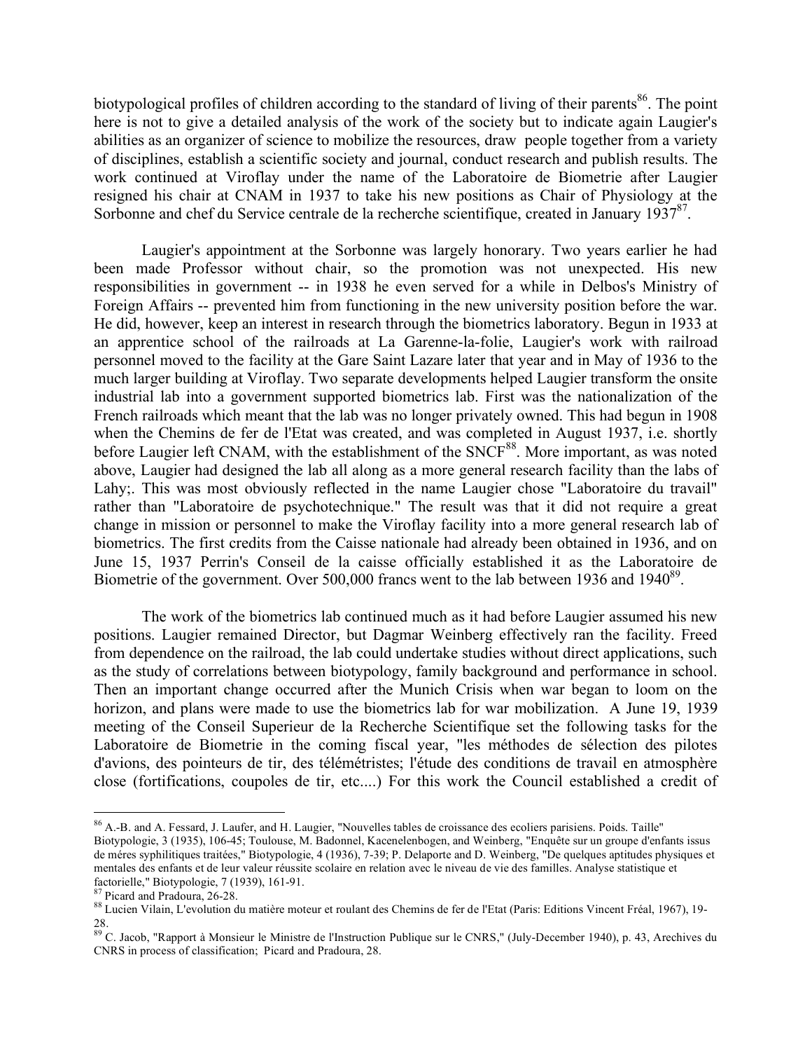biotypological profiles of children according to the standard of living of their parents[86]. The point here is not to give a detailed analysis of the work of the society but to indicate again Laugier's abilities as an organizer of science to mobilize the resources, draw people together from a variety of disciplines, establish a scientific society and journal, conduct research and publish results. The work continued at Viroflay under the name of the Laboratoire de Biometrie after Laugier resigned his chair at CNAM in 1937 to take his new positions as Chair of Physiology at the Sorbonne and chef du Service centrale de la recherche scientifique, created in January 1937[87].

Laugier's appointment at the Sorbonne was largely honorary. Two years earlier he had been made Professor without chair, so the promotion was not unexpected. His new responsibilities in government -- in 1938 he even served for a while in Delbos's Ministry of Foreign Affairs -- prevented him from functioning in the new university position before the war. He did, however, keep an interest in research through the biometrics laboratory. Begun in 1933 at an apprentice school of the railroads at La Garenne-la-folie, Laugier's work with railroad personnel moved to the facility at the Gare Saint Lazare later that year and in May of 1936 to the much larger building at Viroflay. Two separate developments helped Laugier transform the onsite industrial lab into a government supported biometrics lab. First was the nationalization of the French railroads which meant that the lab was no longer privately owned. This had begun in 1908 when the Chemins de fer de l'Etat was created, and was completed in August 1937, i.e. shortly before Laugier left CNAM, with the establishment of the SNCF[88]. More important, as was noted above, Laugier had designed the lab all along as a more general research facility than the labs of Lahy;. This was most obviously reflected in the name Laugier chose "Laboratoire du travail" rather than "Laboratoire de psychotechnique." The result was that it did not require a great change in mission or personnel to make the Viroflay facility into a more general research lab of biometrics. The first credits from the Caisse nationale had already been obtained in 1936, and on June 15, 1937 Perrin's Conseil de la caisse officially established it as the Laboratoire de Biometrie of the government. Over 500,000 francs went to the lab between 1936 and 1940[89].

The work of the biometrics lab continued much as it had before Laugier assumed his new positions. Laugier remained Director, but Dagmar Weinberg effectively ran the facility. Freed from dependence on the railroad, the lab could undertake studies without direct applications, such as the study of correlations between biotypology, family background and performance in school. Then an important change occurred after the Munich Crisis when war began to loom on the horizon, and plans were made to use the biometrics lab for war mobilization. A June 19, 1939 meeting of the Conseil Superieur de la Recherche Scientifique set the following tasks for the Laboratoire de Biometrie in the coming fiscal year, "les méthodes de sélection des pilotes d'avions, des pointeurs de tir, des télémétristes; l'étude des conditions de travail en atmosphère close (fortifications, coupoles de tir, etc....) For this work the Council established a credit of

---

[86] A.-B. and A. Fessard, J. Laufer, and H. Laugier, "Nouvelles tables de croissance des ecoliers parisiens. Poids. Taille" Biotypologie, 3 (1935), 106-45; Toulouse, M. Badonnel, Kacenelenbogen, and Weinberg, "Enquête sur un groupe d'enfants issus de méres syphilitiques traitées," Biotypologie, 4 (1936), 7-39; P. Delaporte and D. Weinberg, "De quelques aptitudes physiques et mentales des enfants et de leur valeur réussite scolaire en relation avec le niveau de vie des familles. Analyse statistique et factorielle," Biotypologie, 7 (1939), 161-91.

[87] Picard and Pradoura, 26-28.

[88] Lucien Vilain, L'evolution du matière moteur et roulant des Chemins de fer de l'Etat (Paris: Editions Vincent Fréal, 1967), 19-28.

[89] C. Jacob, "Rapport à Monsieur le Ministre de l'Instruction Publique sur le CNRS," (July-December 1940), p. 43, Arechives du CNRS in process of classification; Picard and Pradoura, 28.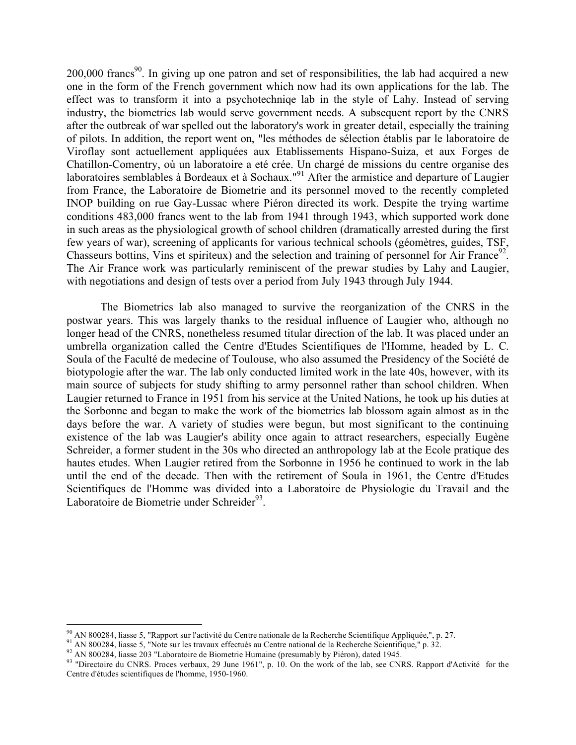200,000 francs[90]. In giving up one patron and set of responsibilities, the lab had acquired a new one in the form of the French government which now had its own applications for the lab. The effect was to transform it into a psychotechniqe lab in the style of Lahy. Instead of serving industry, the biometrics lab would serve government needs. A subsequent report by the CNRS after the outbreak of war spelled out the laboratory's work in greater detail, especially the training of pilots. In addition, the report went on, "les méthodes de sélection établis par le laboratoire de Viroflay sont actuellement appliquées aux Etablissements Hispano-Suiza, et aux Forges de Chatillon-Comentry, où un laboratoire a eté crée. Un chargé de missions du centre organise des laboratoires semblables à Bordeaux et à Sochaux."[91] After the armistice and departure of Laugier from France, the Laboratoire de Biometrie and its personnel moved to the recently completed INOP building on rue Gay-Lussac where Piéron directed its work. Despite the trying wartime conditions 483,000 francs went to the lab from 1941 through 1943, which supported work done in such areas as the physiological growth of school children (dramatically arrested during the first few years of war), screening of applicants for various technical schools (géomètres, guides, TSF, Chasseurs bottins, Vins et spiriteux) and the selection and training of personnel for Air France[92]. The Air France work was particularly reminiscent of the prewar studies by Lahy and Laugier, with negotiations and design of tests over a period from July 1943 through July 1944.

The Biometrics lab also managed to survive the reorganization of the CNRS in the postwar years. This was largely thanks to the residual influence of Laugier who, although no longer head of the CNRS, nonetheless resumed titular direction of the lab. It was placed under an umbrella organization called the Centre d'Etudes Scientifiques de l'Homme, headed by L. C. Soula of the Faculté de medecine of Toulouse, who also assumed the Presidency of the Société de biotypologie after the war. The lab only conducted limited work in the late 40s, however, with its main source of subjects for study shifting to army personnel rather than school children. When Laugier returned to France in 1951 from his service at the United Nations, he took up his duties at the Sorbonne and began to make the work of the biometrics lab blossom again almost as in the days before the war. A variety of studies were begun, but most significant to the continuing existence of the lab was Laugier's ability once again to attract researchers, especially Eugène Schreider, a former student in the 30s who directed an anthropology lab at the Ecole pratique des hautes etudes. When Laugier retired from the Sorbonne in 1956 he continued to work in the lab until the end of the decade. Then with the retirement of Soula in 1961, the Centre d'Etudes Scientifiques de l'Homme was divided into a Laboratoire de Physiologie du Travail and the Laboratoire de Biometrie under Schreider[93].

---

[90] AN 800284, liasse 5, "Rapport sur l'activité du Centre nationale de la Recherche Scientifique Appliquée,", p. 27.

[91] AN 800284, liasse 5, "Note sur les travaux effectués au Centre national de la Recherche Scientifique," p. 32.

[92] AN 800284, liasse 203 "Laboratoire de Biometrie Humaine (presumably by Piéron), dated 1945.

[93] "Directoire du CNRS. Proces verbaux, 29 June 1961", p. 10. On the work of the lab, see CNRS. Rapport d'Activité for the Centre d'études scientifiques de l'homme, 1950-1960.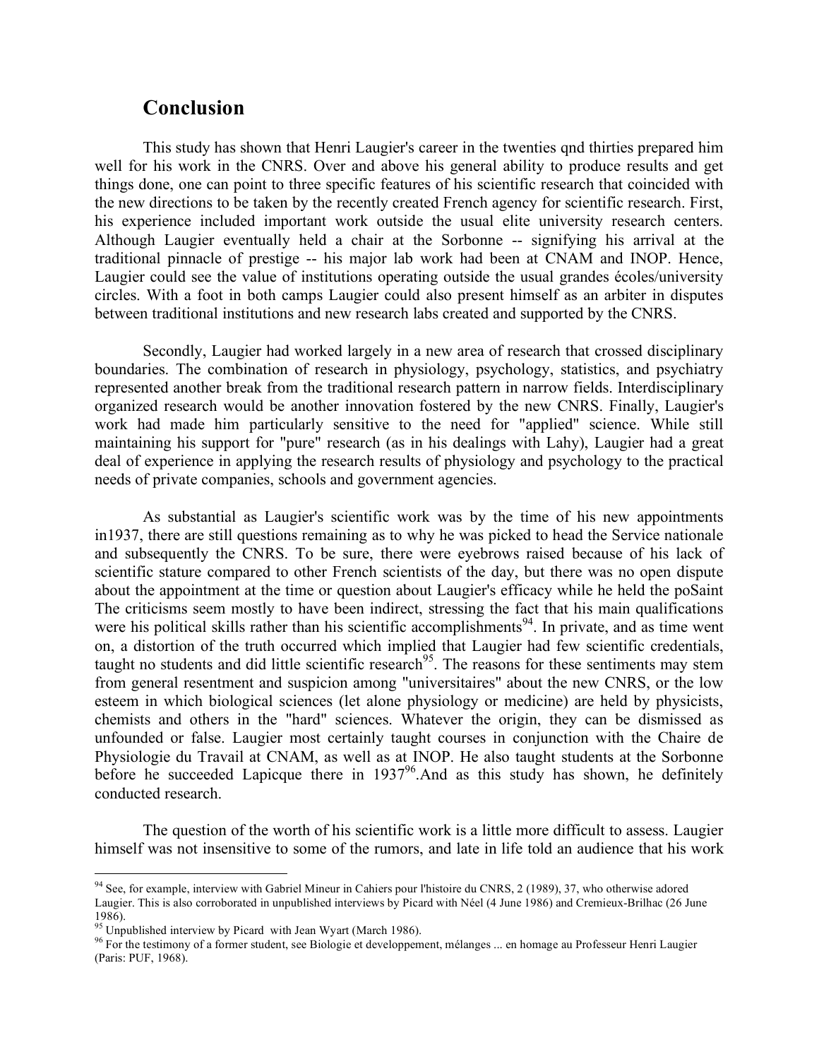## Conclusion

This study has shown that Henri Laugier's career in the twenties qnd thirties prepared him well for his work in the CNRS. Over and above his general ability to produce results and get things done, one can point to three specific features of his scientific research that coincided with the new directions to be taken by the recently created French agency for scientific research. First, his experience included important work outside the usual elite university research centers. Although Laugier eventually held a chair at the Sorbonne -- signifying his arrival at the traditional pinnacle of prestige -- his major lab work had been at CNAM and INOP. Hence, Laugier could see the value of institutions operating outside the usual grandes écoles/university circles. With a foot in both camps Laugier could also present himself as an arbiter in disputes between traditional institutions and new research labs created and supported by the CNRS.

Secondly, Laugier had worked largely in a new area of research that crossed disciplinary boundaries. The combination of research in physiology, psychology, statistics, and psychiatry represented another break from the traditional research pattern in narrow fields. Interdisciplinary organized research would be another innovation fostered by the new CNRS. Finally, Laugier's work had made him particularly sensitive to the need for "applied" science. While still maintaining his support for "pure" research (as in his dealings with Lahy), Laugier had a great deal of experience in applying the research results of physiology and psychology to the practical needs of private companies, schools and government agencies.

As substantial as Laugier's scientific work was by the time of his new appointments in1937, there are still questions remaining as to why he was picked to head the Service nationale and subsequently the CNRS. To be sure, there were eyebrows raised because of his lack of scientific stature compared to other French scientists of the day, but there was no open dispute about the appointment at the time or question about Laugier's efficacy while he held the poSaint The criticisms seem mostly to have been indirect, stressing the fact that his main qualifications were his political skills rather than his scientific accomplishments[94]. In private, and as time went on, a distortion of the truth occurred which implied that Laugier had few scientific credentials, taught no students and did little scientific research[95]. The reasons for these sentiments may stem from general resentment and suspicion among "universitaires" about the new CNRS, or the low esteem in which biological sciences (let alone physiology or medicine) are held by physicists, chemists and others in the "hard" sciences. Whatever the origin, they can be dismissed as unfounded or false. Laugier most certainly taught courses in conjunction with the Chaire de Physiologie du Travail at CNAM, as well as at INOP. He also taught students at the Sorbonne before he succeeded Lapicque there in 1937[96].And as this study has shown, he definitely conducted research.

The question of the worth of his scientific work is a little more difficult to assess. Laugier himself was not insensitive to some of the rumors, and late in life told an audience that his work

---

[94] See, for example, interview with Gabriel Mineur in Cahiers pour l'histoire du CNRS, 2 (1989), 37, who otherwise adored Laugier. This is also corroborated in unpublished interviews by Picard with Néel (4 June 1986) and Cremieux-Brilhac (26 June 1986).

[95] Unpublished interview by Picard with Jean Wyart (March 1986).

[96] For the testimony of a former student, see Biologie et developpement, mélanges ... en homage au Professeur Henri Laugier (Paris: PUF, 1968).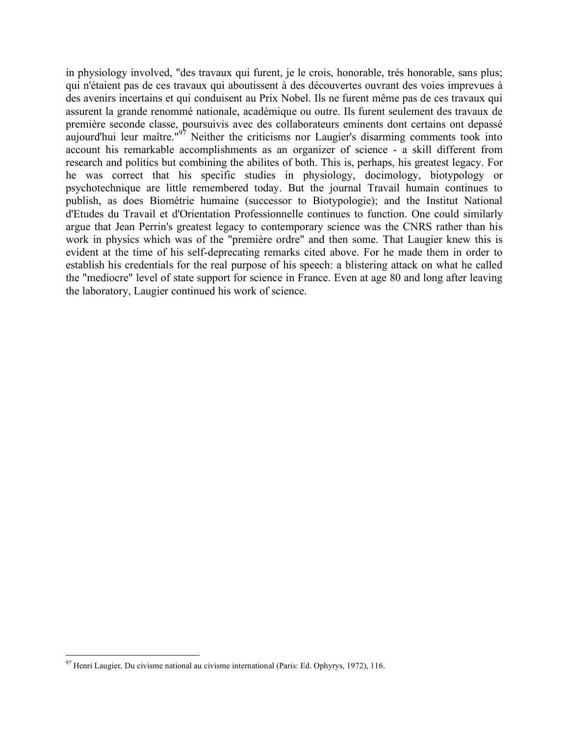in physiology involved, "des travaux qui furent, je le crois, honorable, trés honorable, sans plus; qui n'étaient pas de ces travaux qui aboutissent à des découvertes ouvrant des voies imprevues à des avenirs incertains et qui conduisent au Prix Nobel. Ils ne furent même pas de ces travaux qui assurent la grande renommé nationale, académique ou outre. Ils furent seulement des travaux de première seconde classe, poursuivis avec des collaborateurs eminents dont certains ont depassé aujourd'hui leur maître."[97] Neither the criticisms nor Laugier's disarming comments took into account his remarkable accomplishments as an organizer of science - a skill different from research and politics but combining the abilites of both. This is, perhaps, his greatest legacy. For he was correct that his specific studies in physiology, docimology, biotypology or psychotechnique are little remembered today. But the journal Travail humain continues to publish, as does Biométrie humaine (successor to Biotypologie); and the Institut National d'Etudes du Travail et d'Orientation Professionnelle continues to function. One could similarly argue that Jean Perrin's greatest legacy to contemporary science was the CNRS rather than his work in physics which was of the "première ordre" and then some. That Laugier knew this is evident at the time of his self-deprecating remarks cited above. For he made them in order to establish his credentials for the real purpose of his speech: a blistering attack on what he called the "mediocre" level of state support for science in France. Even at age 80 and long after leaving the laboratory, Laugier continued his work of science.

[97] Henri Laugier, Du civisme national au civisme international (Paris: Ed. Ophyrys, 1972), 116.